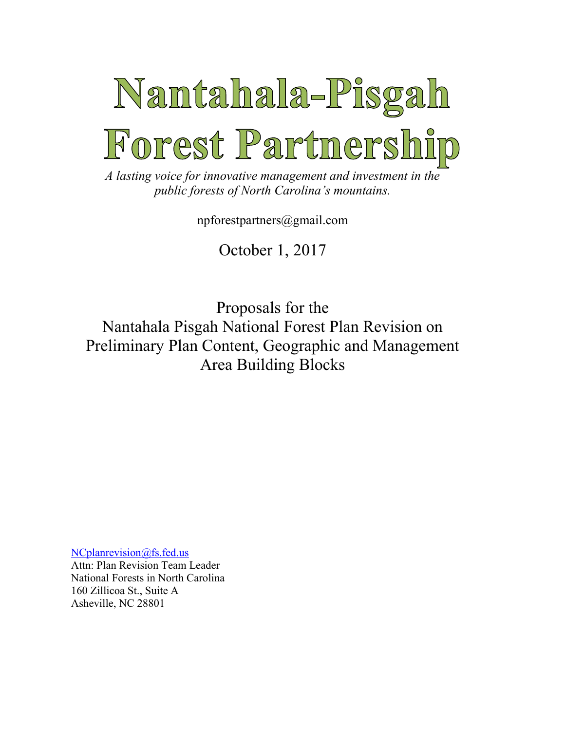# Nantahala-Pisgah Forest Partnership

*A lasting voice for innovative management and investment in the public forests of North Carolina's mountains.*

npforestpartners@gmail.com

October 1, 2017

Proposals for the
Nantahala Pisgah National Forest Plan Revision on
Preliminary Plan Content, Geographic and Management
Area Building Blocks

NCplanrevision@fs.fed.us
Attn: Plan Revision Team Leader
National Forests in North Carolina
160 Zillicoa St., Suite A
Asheville, NC 28801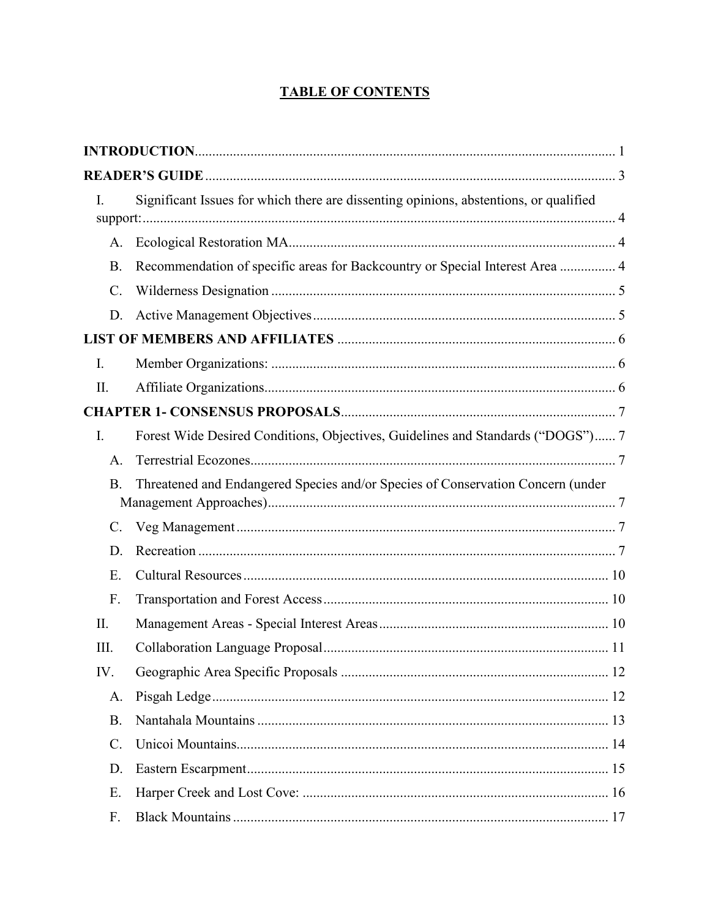# TABLE OF CONTENTS

**INTRODUCTION** ........................................................................................................ 1

**READER'S GUIDE** ..................................................................................................... 3

I. Significant Issues for which there are dissenting opinions, abstentions, or qualified support: ........................................................................................................ 4

- A. Ecological Restoration MA ............................................................................ 4
- B. Recommendation of specific areas for Backcountry or Special Interest Area ................ 4
- C. Wilderness Designation .................................................................................. 5
- D. Active Management Objectives ...................................................................... 5

**LIST OF MEMBERS AND AFFILIATES** ............................................................................... 6

I. Member Organizations: .................................................................................. 6

II. Affiliate Organizations .................................................................................. 6

**CHAPTER 1- CONSENSUS PROPOSALS** .............................................................................. 7

I. Forest Wide Desired Conditions, Objectives, Guidelines and Standards ("DOGS") ...... 7

- A. Terrestrial Ecozones ..................................................................................... 7
- B. Threatened and Endangered Species and/or Species of Conservation Concern (under Management Approaches) .................................................................................. 7
- C. Veg Management ......................................................................................... 7
- D. Recreation ................................................................................................... 7
- E. Cultural Resources ........................................................................................ 10
- F. Transportation and Forest Access .................................................................. 10

II. Management Areas - Special Interest Areas ........................................................ 10

III. Collaboration Language Proposal .................................................................... 11

IV. Geographic Area Specific Proposals ................................................................ 12

- A. Pisgah Ledge ................................................................................................ 12
- B. Nantahala Mountains .................................................................................... 13
- C. Unicoi Mountains .......................................................................................... 14
- D. Eastern Escarpment ...................................................................................... 15
- E. Harper Creek and Lost Cove: ......................................................................... 16
- F. Black Mountains ........................................................................................... 17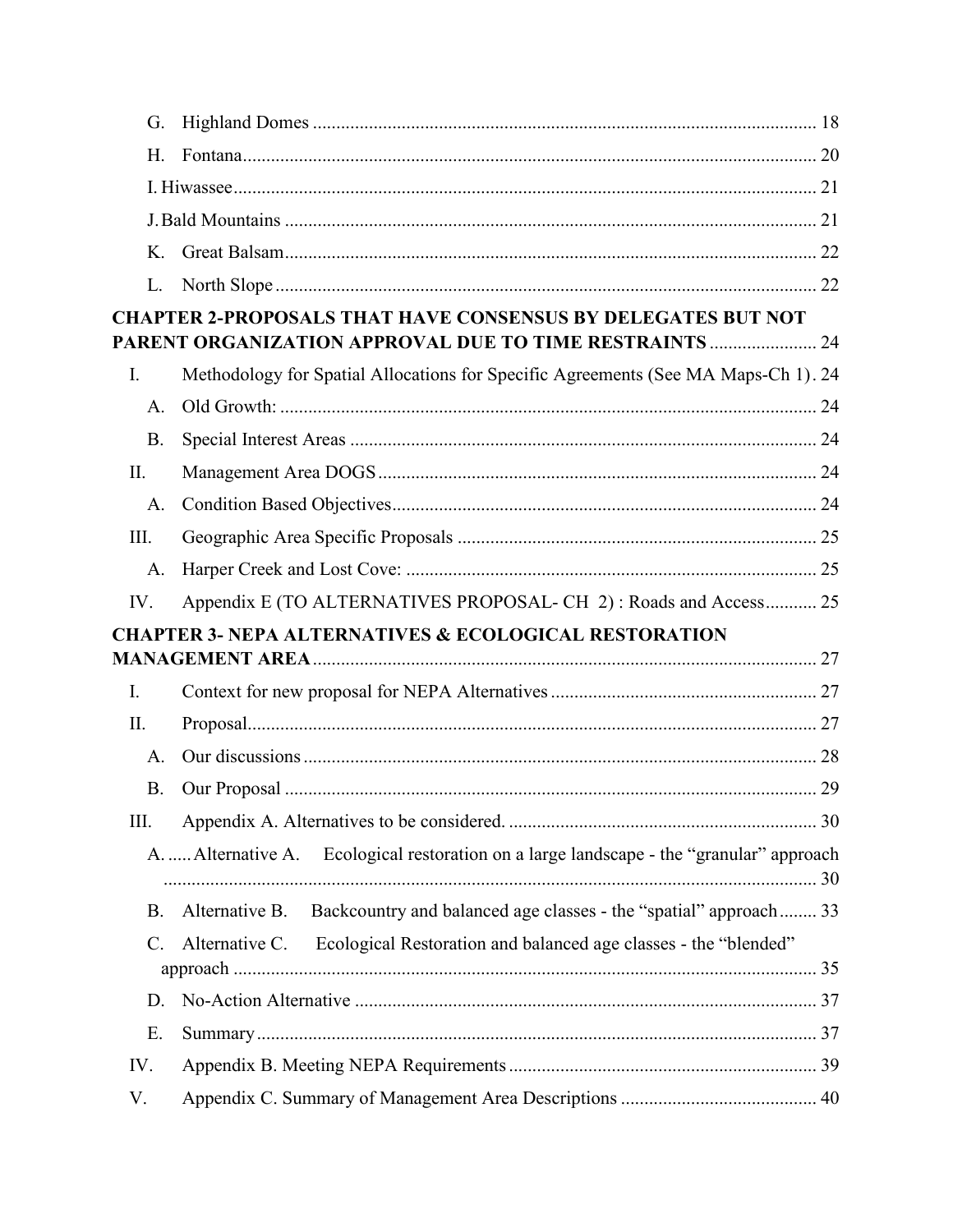G. Highland Domes ........................................................................................................ 18

H. Fontana........................................................................................................................ 20

I. Hiwassee........................................................................................................................ 21

J. Bald Mountains ............................................................................................................ 21

K. Great Balsam................................................................................................................ 22

L. North Slope .................................................................................................................. 22

**CHAPTER 2-PROPOSALS THAT HAVE CONSENSUS BY DELEGATES BUT NOT PARENT ORGANIZATION APPROVAL DUE TO TIME RESTRAINTS** ...................... 24

I. Methodology for Spatial Allocations for Specific Agreements (See MA Maps-Ch 1). 24

A. Old Growth: ................................................................................................................. 24

B. Special Interest Areas .................................................................................................. 24

II. Management Area DOGS ............................................................................................ 24

A. Condition Based Objectives.......................................................................................... 24

III. Geographic Area Specific Proposals ........................................................................... 25

A. Harper Creek and Lost Cove: ...................................................................................... 25

IV. Appendix E (TO ALTERNATIVES PROPOSAL- CH 2) : Roads and Access........... 25

**CHAPTER 3- NEPA ALTERNATIVES & ECOLOGICAL RESTORATION MANAGEMENT AREA** .......................................................................................................... 27

I. Context for new proposal for NEPA Alternatives ........................................................ 27

II. Proposal........................................................................................................................ 27

A. Our discussions ............................................................................................................ 28

B. Our Proposal ................................................................................................................ 29

III. Appendix A. Alternatives to be considered. ................................................................. 30

A. ..... Alternative A. Ecological restoration on a large landscape - the "granular" approach ....................................................................................................................................... 30

B. Alternative B. Backcountry and balanced age classes - the "spatial" approach........ 33

C. Alternative C. Ecological Restoration and balanced age classes - the "blended" approach ............................................................................................................................ 35

D. No-Action Alternative .................................................................................................. 37

E. Summary....................................................................................................................... 37

IV. Appendix B. Meeting NEPA Requirements ................................................................. 39

V. Appendix C. Summary of Management Area Descriptions ......................................... 40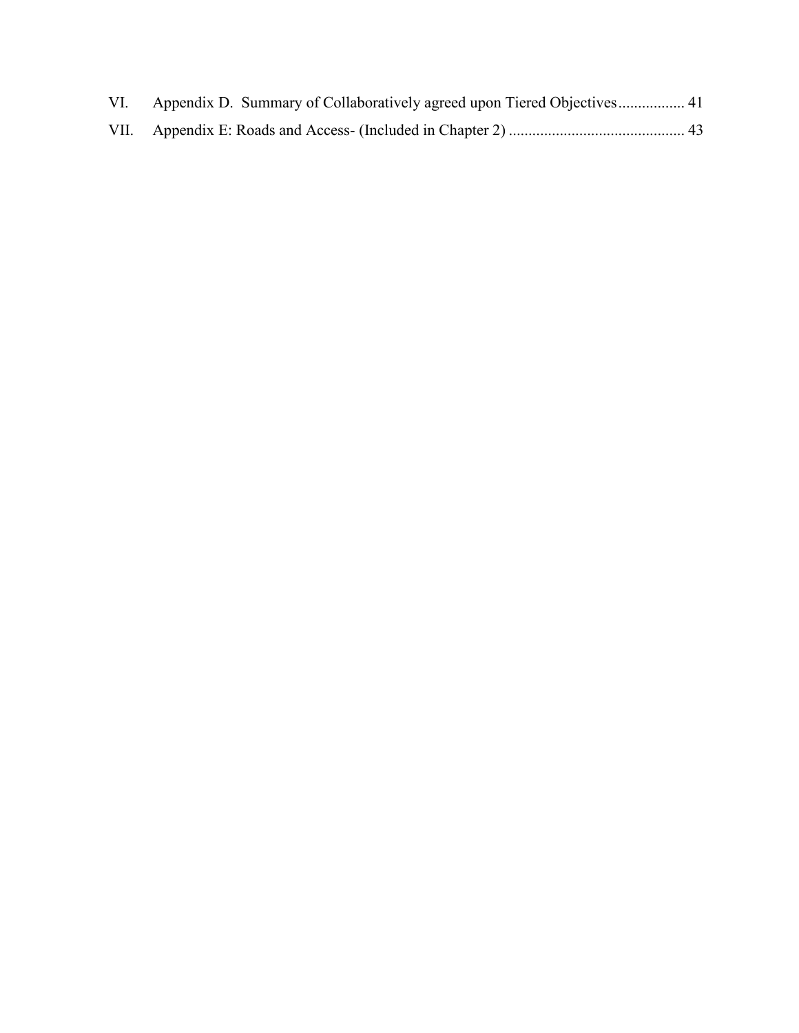VI. Appendix D. Summary of Collaboratively agreed upon Tiered Objectives ................. 41

VII. Appendix E: Roads and Access- (Included in Chapter 2) ............................................ 43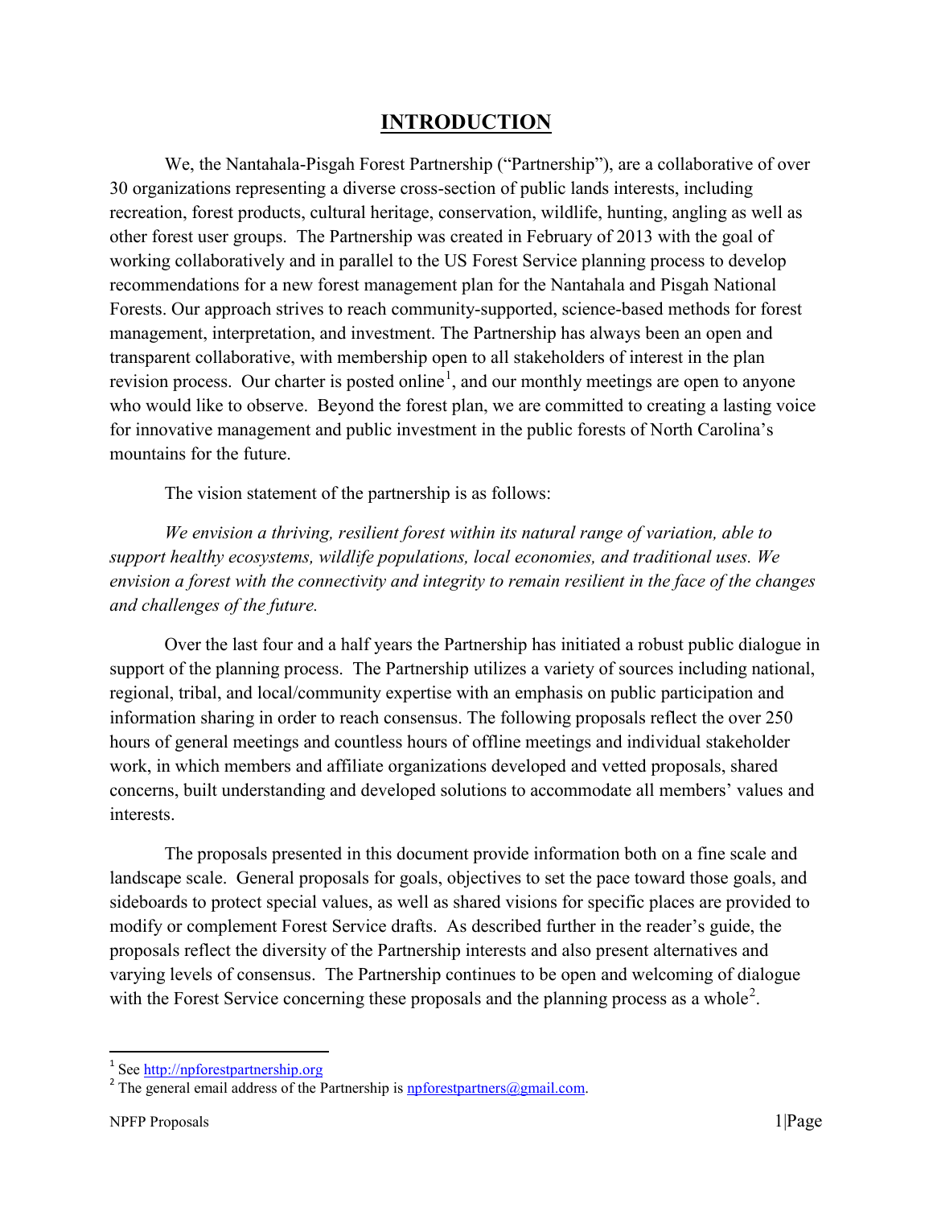# INTRODUCTION

We, the Nantahala-Pisgah Forest Partnership ("Partnership"), are a collaborative of over 30 organizations representing a diverse cross-section of public lands interests, including recreation, forest products, cultural heritage, conservation, wildlife, hunting, angling as well as other forest user groups. The Partnership was created in February of 2013 with the goal of working collaboratively and in parallel to the US Forest Service planning process to develop recommendations for a new forest management plan for the Nantahala and Pisgah National Forests. Our approach strives to reach community-supported, science-based methods for forest management, interpretation, and investment. The Partnership has always been an open and transparent collaborative, with membership open to all stakeholders of interest in the plan revision process. Our charter is posted online[1], and our monthly meetings are open to anyone who would like to observe. Beyond the forest plan, we are committed to creating a lasting voice for innovative management and public investment in the public forests of North Carolina's mountains for the future.

The vision statement of the partnership is as follows:

*We envision a thriving, resilient forest within its natural range of variation, able to support healthy ecosystems, wildlife populations, local economies, and traditional uses. We envision a forest with the connectivity and integrity to remain resilient in the face of the changes and challenges of the future.*

Over the last four and a half years the Partnership has initiated a robust public dialogue in support of the planning process. The Partnership utilizes a variety of sources including national, regional, tribal, and local/community expertise with an emphasis on public participation and information sharing in order to reach consensus. The following proposals reflect the over 250 hours of general meetings and countless hours of offline meetings and individual stakeholder work, in which members and affiliate organizations developed and vetted proposals, shared concerns, built understanding and developed solutions to accommodate all members' values and interests.

The proposals presented in this document provide information both on a fine scale and landscape scale. General proposals for goals, objectives to set the pace toward those goals, and sideboards to protect special values, as well as shared visions for specific places are provided to modify or complement Forest Service drafts. As described further in the reader's guide, the proposals reflect the diversity of the Partnership interests and also present alternatives and varying levels of consensus. The Partnership continues to be open and welcoming of dialogue with the Forest Service concerning these proposals and the planning process as a whole[2].

---

[1] See http://npforestpartnership.org

[2] The general email address of the Partnership is npforestpartners@gmail.com.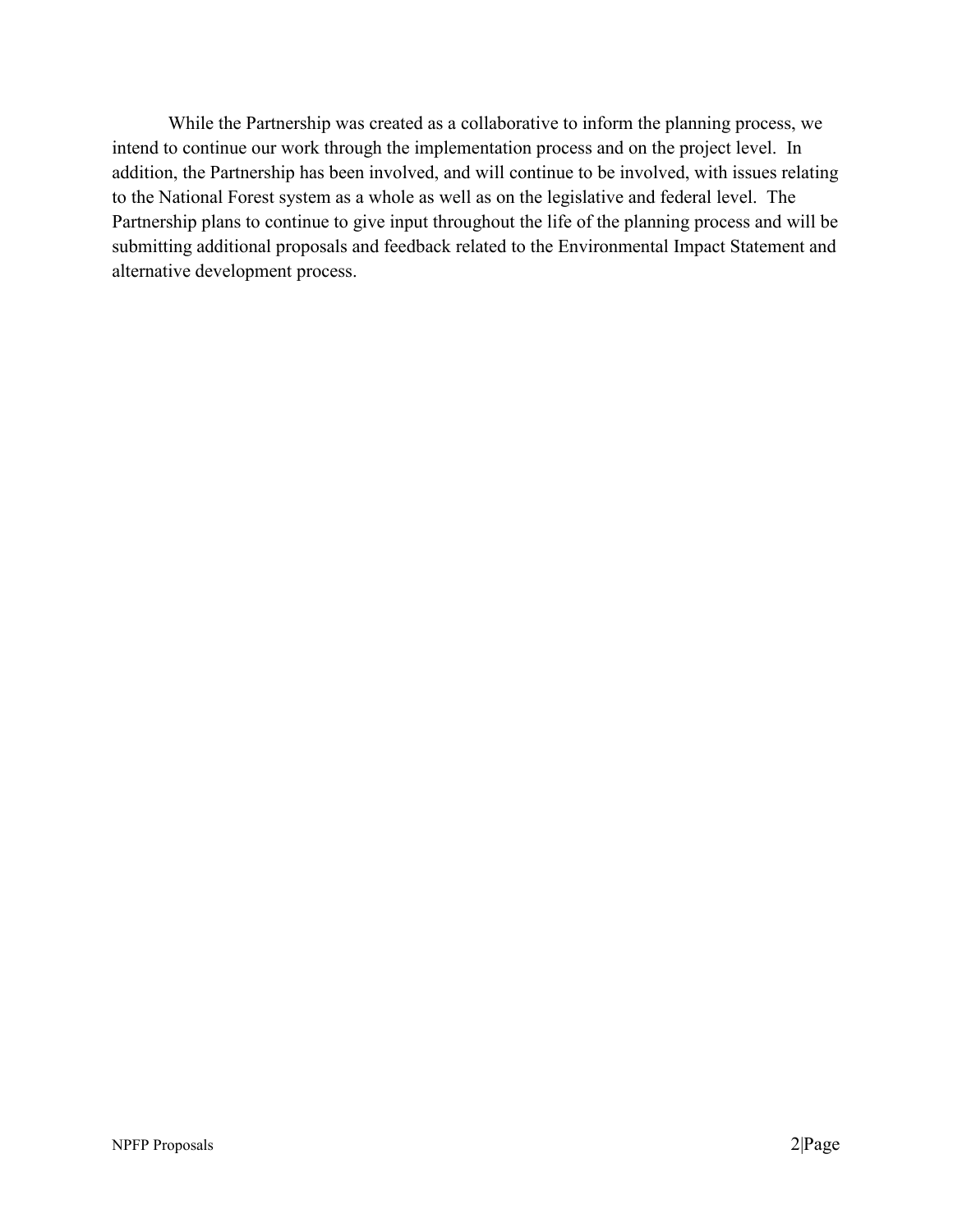While the Partnership was created as a collaborative to inform the planning process, we intend to continue our work through the implementation process and on the project level. In addition, the Partnership has been involved, and will continue to be involved, with issues relating to the National Forest system as a whole as well as on the legislative and federal level. The Partnership plans to continue to give input throughout the life of the planning process and will be submitting additional proposals and feedback related to the Environmental Impact Statement and alternative development process.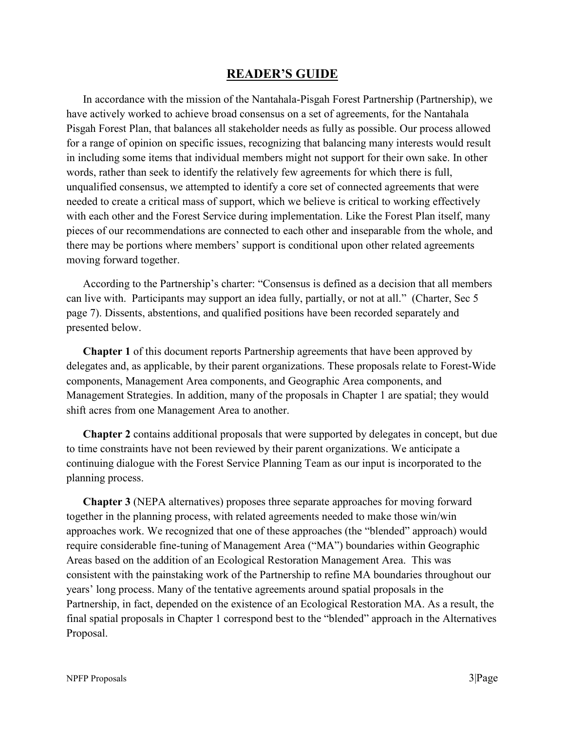# READER'S GUIDE

In accordance with the mission of the Nantahala-Pisgah Forest Partnership (Partnership), we have actively worked to achieve broad consensus on a set of agreements, for the Nantahala Pisgah Forest Plan, that balances all stakeholder needs as fully as possible. Our process allowed for a range of opinion on specific issues, recognizing that balancing many interests would result in including some items that individual members might not support for their own sake. In other words, rather than seek to identify the relatively few agreements for which there is full, unqualified consensus, we attempted to identify a core set of connected agreements that were needed to create a critical mass of support, which we believe is critical to working effectively with each other and the Forest Service during implementation. Like the Forest Plan itself, many pieces of our recommendations are connected to each other and inseparable from the whole, and there may be portions where members' support is conditional upon other related agreements moving forward together.

According to the Partnership's charter: "Consensus is defined as a decision that all members can live with. Participants may support an idea fully, partially, or not at all." (Charter, Sec 5 page 7). Dissents, abstentions, and qualified positions have been recorded separately and presented below.

**Chapter 1** of this document reports Partnership agreements that have been approved by delegates and, as applicable, by their parent organizations. These proposals relate to Forest-Wide components, Management Area components, and Geographic Area components, and Management Strategies. In addition, many of the proposals in Chapter 1 are spatial; they would shift acres from one Management Area to another.

**Chapter 2** contains additional proposals that were supported by delegates in concept, but due to time constraints have not been reviewed by their parent organizations. We anticipate a continuing dialogue with the Forest Service Planning Team as our input is incorporated to the planning process.

**Chapter 3** (NEPA alternatives) proposes three separate approaches for moving forward together in the planning process, with related agreements needed to make those win/win approaches work. We recognized that one of these approaches (the "blended" approach) would require considerable fine-tuning of Management Area ("MA") boundaries within Geographic Areas based on the addition of an Ecological Restoration Management Area. This was consistent with the painstaking work of the Partnership to refine MA boundaries throughout our years' long process. Many of the tentative agreements around spatial proposals in the Partnership, in fact, depended on the existence of an Ecological Restoration MA. As a result, the final spatial proposals in Chapter 1 correspond best to the "blended" approach in the Alternatives Proposal.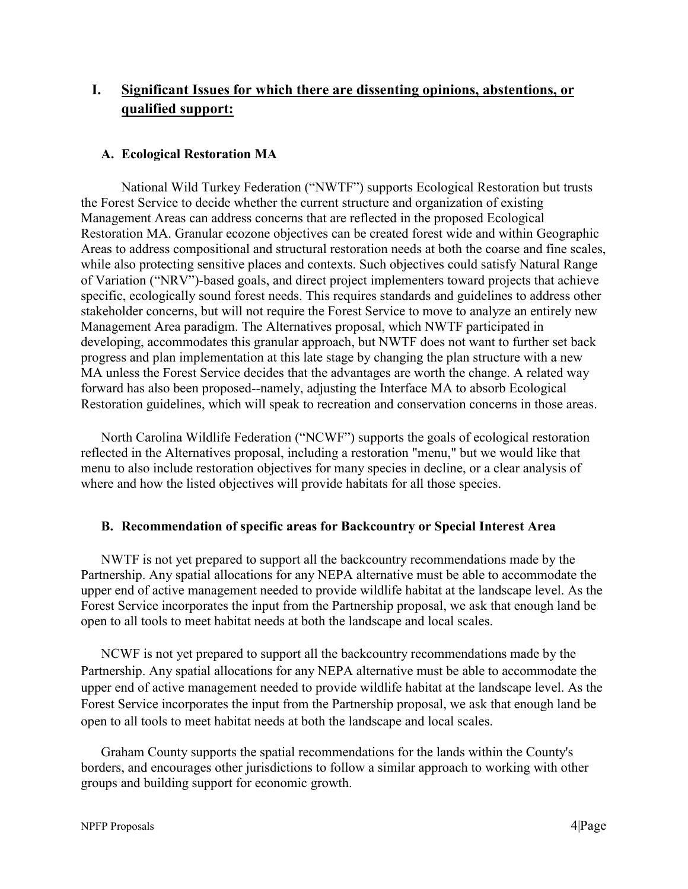# I. Significant Issues for which there are dissenting opinions, abstentions, or qualified support:

## A. Ecological Restoration MA

National Wild Turkey Federation ("NWTF") supports Ecological Restoration but trusts the Forest Service to decide whether the current structure and organization of existing Management Areas can address concerns that are reflected in the proposed Ecological Restoration MA. Granular ecozone objectives can be created forest wide and within Geographic Areas to address compositional and structural restoration needs at both the coarse and fine scales, while also protecting sensitive places and contexts. Such objectives could satisfy Natural Range of Variation ("NRV")-based goals, and direct project implementers toward projects that achieve specific, ecologically sound forest needs. This requires standards and guidelines to address other stakeholder concerns, but will not require the Forest Service to move to analyze an entirely new Management Area paradigm. The Alternatives proposal, which NWTF participated in developing, accommodates this granular approach, but NWTF does not want to further set back progress and plan implementation at this late stage by changing the plan structure with a new MA unless the Forest Service decides that the advantages are worth the change. A related way forward has also been proposed--namely, adjusting the Interface MA to absorb Ecological Restoration guidelines, which will speak to recreation and conservation concerns in those areas.

North Carolina Wildlife Federation ("NCWF") supports the goals of ecological restoration reflected in the Alternatives proposal, including a restoration "menu," but we would like that menu to also include restoration objectives for many species in decline, or a clear analysis of where and how the listed objectives will provide habitats for all those species.

## B. Recommendation of specific areas for Backcountry or Special Interest Area

NWTF is not yet prepared to support all the backcountry recommendations made by the Partnership. Any spatial allocations for any NEPA alternative must be able to accommodate the upper end of active management needed to provide wildlife habitat at the landscape level. As the Forest Service incorporates the input from the Partnership proposal, we ask that enough land be open to all tools to meet habitat needs at both the landscape and local scales.

NCWF is not yet prepared to support all the backcountry recommendations made by the Partnership. Any spatial allocations for any NEPA alternative must be able to accommodate the upper end of active management needed to provide wildlife habitat at the landscape level. As the Forest Service incorporates the input from the Partnership proposal, we ask that enough land be open to all tools to meet habitat needs at both the landscape and local scales.

Graham County supports the spatial recommendations for the lands within the County's borders, and encourages other jurisdictions to follow a similar approach to working with other groups and building support for economic growth.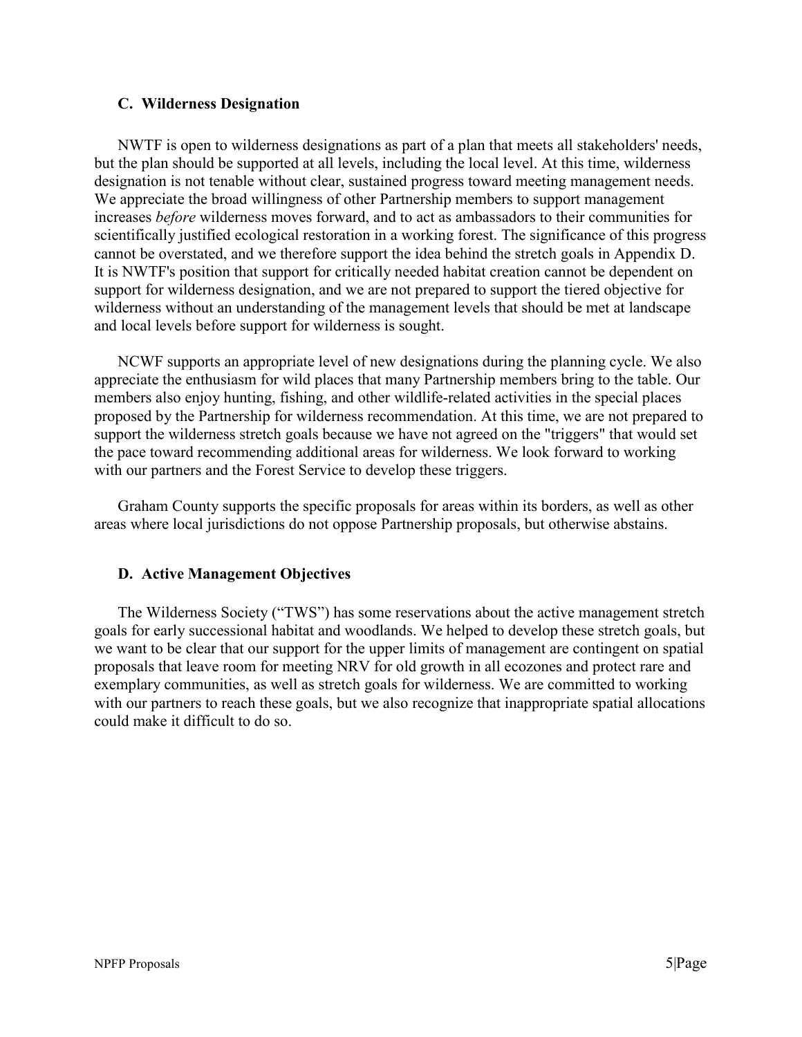### C. Wilderness Designation

NWTF is open to wilderness designations as part of a plan that meets all stakeholders' needs, but the plan should be supported at all levels, including the local level. At this time, wilderness designation is not tenable without clear, sustained progress toward meeting management needs. We appreciate the broad willingness of other Partnership members to support management increases *before* wilderness moves forward, and to act as ambassadors to their communities for scientifically justified ecological restoration in a working forest. The significance of this progress cannot be overstated, and we therefore support the idea behind the stretch goals in Appendix D. It is NWTF's position that support for critically needed habitat creation cannot be dependent on support for wilderness designation, and we are not prepared to support the tiered objective for wilderness without an understanding of the management levels that should be met at landscape and local levels before support for wilderness is sought.

NCWF supports an appropriate level of new designations during the planning cycle. We also appreciate the enthusiasm for wild places that many Partnership members bring to the table. Our members also enjoy hunting, fishing, and other wildlife-related activities in the special places proposed by the Partnership for wilderness recommendation. At this time, we are not prepared to support the wilderness stretch goals because we have not agreed on the "triggers" that would set the pace toward recommending additional areas for wilderness. We look forward to working with our partners and the Forest Service to develop these triggers.

Graham County supports the specific proposals for areas within its borders, as well as other areas where local jurisdictions do not oppose Partnership proposals, but otherwise abstains.

### D. Active Management Objectives

The Wilderness Society ("TWS") has some reservations about the active management stretch goals for early successional habitat and woodlands. We helped to develop these stretch goals, but we want to be clear that our support for the upper limits of management are contingent on spatial proposals that leave room for meeting NRV for old growth in all ecozones and protect rare and exemplary communities, as well as stretch goals for wilderness. We are committed to working with our partners to reach these goals, but we also recognize that inappropriate spatial allocations could make it difficult to do so.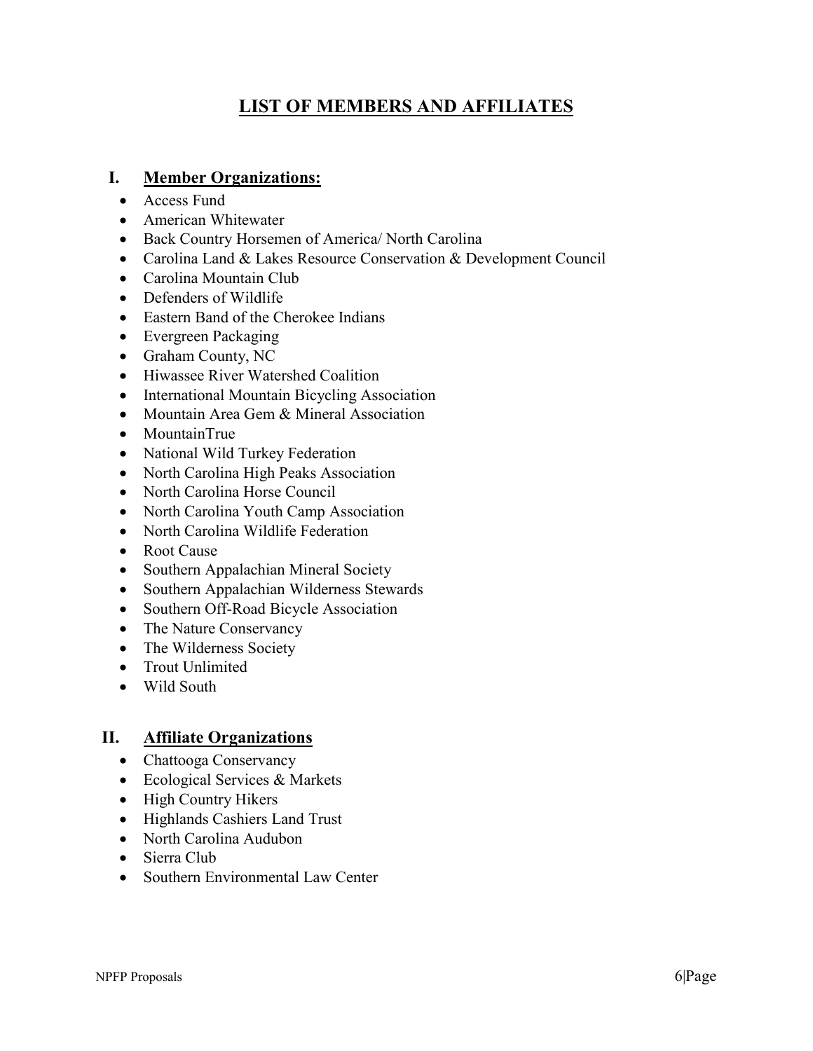# LIST OF MEMBERS AND AFFILIATES

## I. Member Organizations:

- Access Fund
- American Whitewater
- Back Country Horsemen of America/ North Carolina
- Carolina Land & Lakes Resource Conservation & Development Council
- Carolina Mountain Club
- Defenders of Wildlife
- Eastern Band of the Cherokee Indians
- Evergreen Packaging
- Graham County, NC
- Hiwassee River Watershed Coalition
- International Mountain Bicycling Association
- Mountain Area Gem & Mineral Association
- MountainTrue
- National Wild Turkey Federation
- North Carolina High Peaks Association
- North Carolina Horse Council
- North Carolina Youth Camp Association
- North Carolina Wildlife Federation
- Root Cause
- Southern Appalachian Mineral Society
- Southern Appalachian Wilderness Stewards
- Southern Off-Road Bicycle Association
- The Nature Conservancy
- The Wilderness Society
- Trout Unlimited
- Wild South

## II. Affiliate Organizations

- Chattooga Conservancy
- Ecological Services & Markets
- High Country Hikers
- Highlands Cashiers Land Trust
- North Carolina Audubon
- Sierra Club
- Southern Environmental Law Center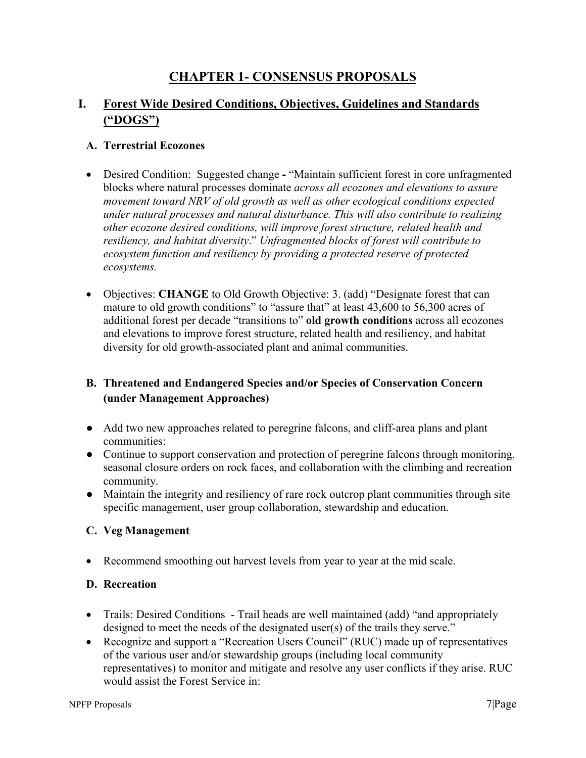# CHAPTER 1- CONSENSUS PROPOSALS

## I. Forest Wide Desired Conditions, Objectives, Guidelines and Standards ("DOGS")

### A. Terrestrial Ecozones

- Desired Condition: Suggested change **-** "Maintain sufficient forest in core unfragmented blocks where natural processes dominate *across all ecozones and elevations to assure movement toward NRV of old growth as well as other ecological conditions expected under natural processes and natural disturbance. This will also contribute to realizing other ecozone desired conditions, will improve forest structure, related health and resiliency, and habitat diversity*." *Unfragmented blocks of forest will contribute to ecosystem function and resiliency by providing a protected reserve of protected ecosystems.*

- Objectives: **CHANGE** to Old Growth Objective: 3. (add) "Designate forest that can mature to old growth conditions" to "assure that" at least 43,600 to 56,300 acres of additional forest per decade "transitions to" **old growth conditions** across all ecozones and elevations to improve forest structure, related health and resiliency, and habitat diversity for old growth-associated plant and animal communities.

### B. Threatened and Endangered Species and/or Species of Conservation Concern (under Management Approaches)

- Add two new approaches related to peregrine falcons, and cliff-area plans and plant communities:
- Continue to support conservation and protection of peregrine falcons through monitoring, seasonal closure orders on rock faces, and collaboration with the climbing and recreation community.
- Maintain the integrity and resiliency of rare rock outcrop plant communities through site specific management, user group collaboration, stewardship and education.

### C. Veg Management

- Recommend smoothing out harvest levels from year to year at the mid scale.

### D. Recreation

- Trails: Desired Conditions - Trail heads are well maintained (add) "and appropriately designed to meet the needs of the designated user(s) of the trails they serve."
- Recognize and support a "Recreation Users Council" (RUC) made up of representatives of the various user and/or stewardship groups (including local community representatives) to monitor and mitigate and resolve any user conflicts if they arise. RUC would assist the Forest Service in: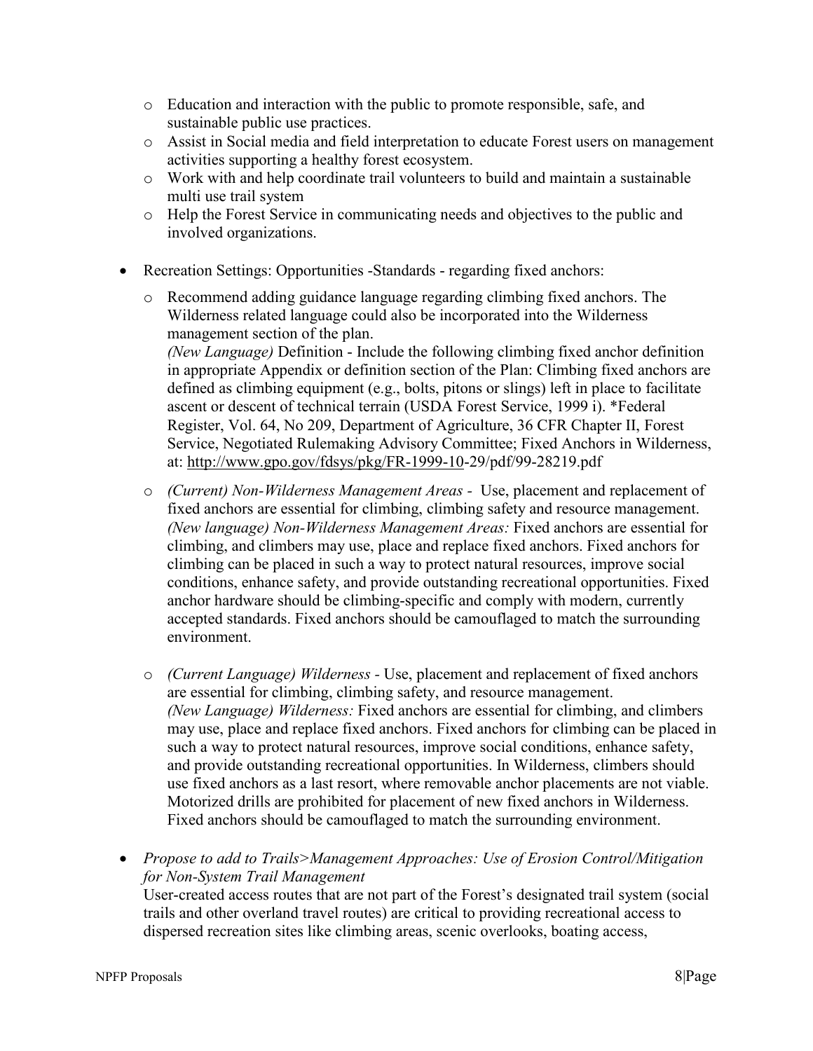- Education and interaction with the public to promote responsible, safe, and sustainable public use practices.
  - Assist in Social media and field interpretation to educate Forest users on management activities supporting a healthy forest ecosystem.
  - Work with and help coordinate trail volunteers to build and maintain a sustainable multi use trail system
  - Help the Forest Service in communicating needs and objectives to the public and involved organizations.

- Recreation Settings: Opportunities -Standards - regarding fixed anchors:
  - Recommend adding guidance language regarding climbing fixed anchors. The Wilderness related language could also be incorporated into the Wilderness management section of the plan.
    *(New Language)* Definition - Include the following climbing fixed anchor definition in appropriate Appendix or definition section of the Plan: Climbing fixed anchors are defined as climbing equipment (e.g., bolts, pitons or slings) left in place to facilitate ascent or descent of technical terrain (USDA Forest Service, 1999 i). *Federal Register, Vol. 64, No 209, Department of Agriculture, 36 CFR Chapter II, Forest Service, Negotiated Rulemaking Advisory Committee; Fixed Anchors in Wilderness, at: http://www.gpo.gov/fdsys/pkg/FR-1999-10-29/pdf/99-28219.pdf
  - *(Current) Non-Wilderness Management Areas* - Use, placement and replacement of fixed anchors are essential for climbing, climbing safety and resource management.
    *(New language) Non-Wilderness Management Areas:* Fixed anchors are essential for climbing, and climbers may use, place and replace fixed anchors. Fixed anchors for climbing can be placed in such a way to protect natural resources, improve social conditions, enhance safety, and provide outstanding recreational opportunities. Fixed anchor hardware should be climbing-specific and comply with modern, currently accepted standards. Fixed anchors should be camouflaged to match the surrounding environment.
  - *(Current Language) Wilderness* - Use, placement and replacement of fixed anchors are essential for climbing, climbing safety, and resource management.
    *(New Language) Wilderness:* Fixed anchors are essential for climbing, and climbers may use, place and replace fixed anchors. Fixed anchors for climbing can be placed in such a way to protect natural resources, improve social conditions, enhance safety, and provide outstanding recreational opportunities. In Wilderness, climbers should use fixed anchors as a last resort, where removable anchor placements are not viable. Motorized drills are prohibited for placement of new fixed anchors in Wilderness. Fixed anchors should be camouflaged to match the surrounding environment.

- *Propose to add to Trails>Management Approaches: Use of Erosion Control/Mitigation for Non-System Trail Management*
  User-created access routes that are not part of the Forest's designated trail system (social trails and other overland travel routes) are critical to providing recreational access to dispersed recreation sites like climbing areas, scenic overlooks, boating access,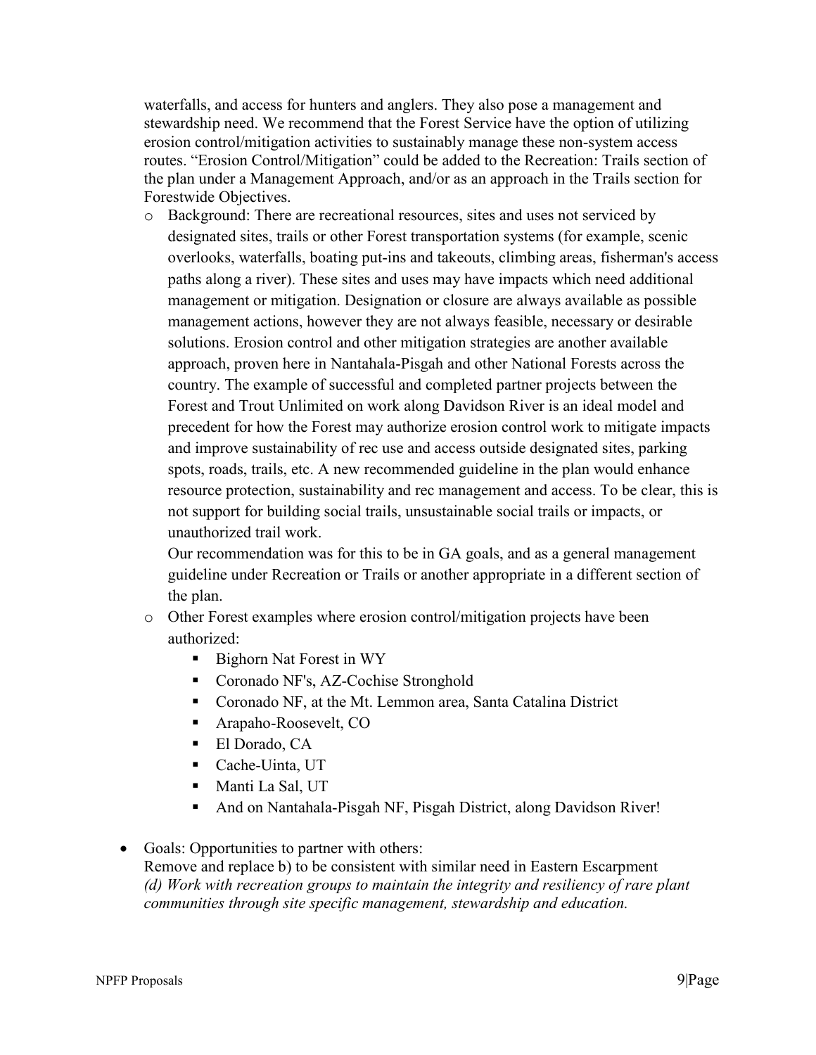waterfalls, and access for hunters and anglers. They also pose a management and stewardship need. We recommend that the Forest Service have the option of utilizing erosion control/mitigation activities to sustainably manage these non-system access routes. "Erosion Control/Mitigation" could be added to the Recreation: Trails section of the plan under a Management Approach, and/or as an approach in the Trails section for Forestwide Objectives.

- Background: There are recreational resources, sites and uses not serviced by designated sites, trails or other Forest transportation systems (for example, scenic overlooks, waterfalls, boating put-ins and takeouts, climbing areas, fisherman's access paths along a river). These sites and uses may have impacts which need additional management or mitigation. Designation or closure are always available as possible management actions, however they are not always feasible, necessary or desirable solutions. Erosion control and other mitigation strategies are another available approach, proven here in Nantahala-Pisgah and other National Forests across the country. The example of successful and completed partner projects between the Forest and Trout Unlimited on work along Davidson River is an ideal model and precedent for how the Forest may authorize erosion control work to mitigate impacts and improve sustainability of rec use and access outside designated sites, parking spots, roads, trails, etc. A new recommended guideline in the plan would enhance resource protection, sustainability and rec management and access. To be clear, this is not support for building social trails, unsustainable social trails or impacts, or unauthorized trail work.

  Our recommendation was for this to be in GA goals, and as a general management guideline under Recreation or Trails or another appropriate in a different section of the plan.
- Other Forest examples where erosion control/mitigation projects have been authorized:
  - Bighorn Nat Forest in WY
  - Coronado NF's, AZ-Cochise Stronghold
  - Coronado NF, at the Mt. Lemmon area, Santa Catalina District
  - Arapaho-Roosevelt, CO
  - El Dorado, CA
  - Cache-Uinta, UT
  - Manti La Sal, UT
  - And on Nantahala-Pisgah NF, Pisgah District, along Davidson River!

- Goals: Opportunities to partner with others:
  Remove and replace b) to be consistent with similar need in Eastern Escarpment
  *(d) Work with recreation groups to maintain the integrity and resiliency of rare plant communities through site specific management, stewardship and education.*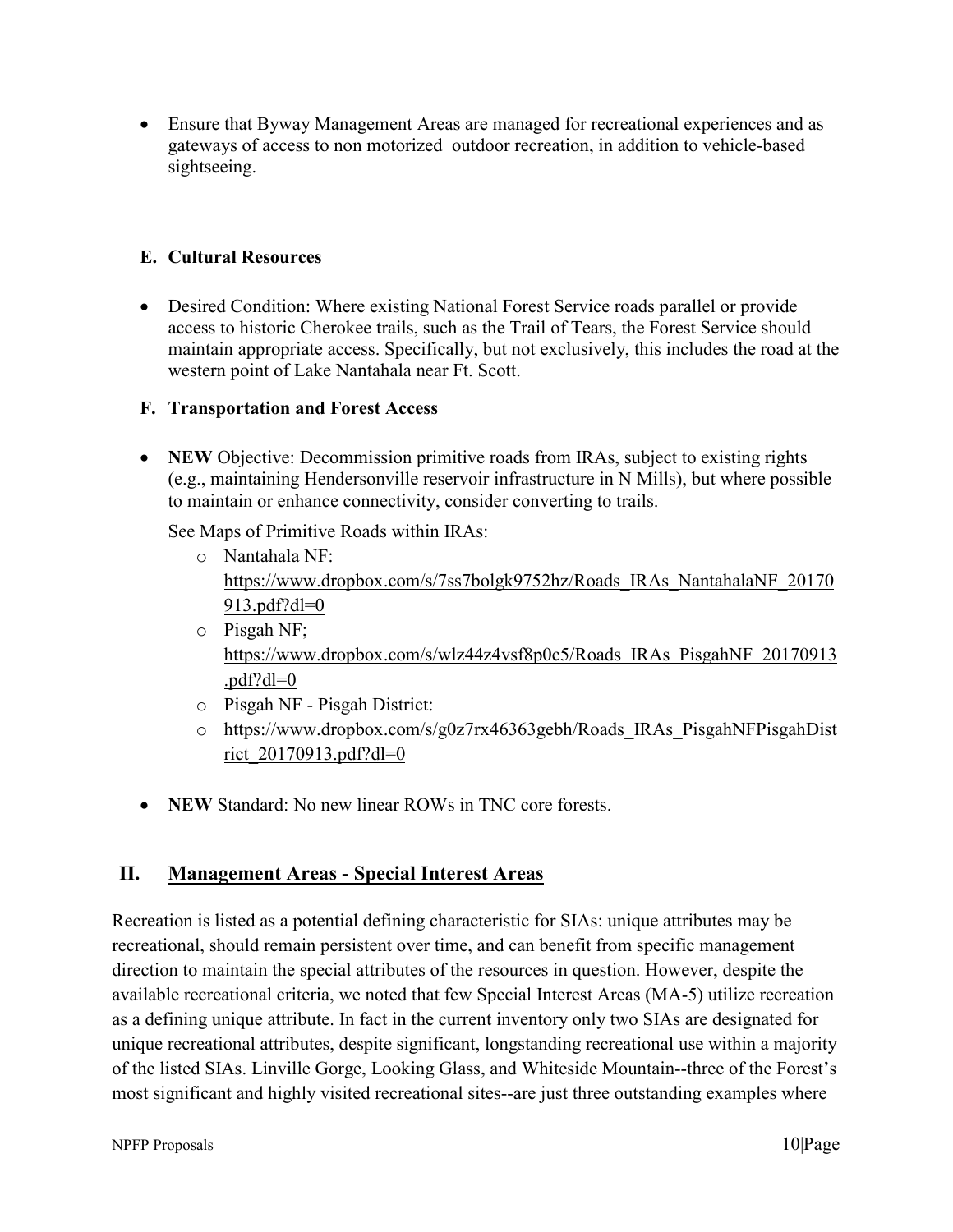- Ensure that Byway Management Areas are managed for recreational experiences and as gateways of access to non motorized outdoor recreation, in addition to vehicle-based sightseeing.

### E. Cultural Resources

- Desired Condition: Where existing National Forest Service roads parallel or provide access to historic Cherokee trails, such as the Trail of Tears, the Forest Service should maintain appropriate access. Specifically, but not exclusively, this includes the road at the western point of Lake Nantahala near Ft. Scott.

### F. Transportation and Forest Access

- **NEW** Objective: Decommission primitive roads from IRAs, subject to existing rights (e.g., maintaining Hendersonville reservoir infrastructure in N Mills), but where possible to maintain or enhance connectivity, consider converting to trails.

  See Maps of Primitive Roads within IRAs:
  - Nantahala NF: https://www.dropbox.com/s/7ss7bolgk9752hz/Roads_IRAs_NantahalaNF_20170913.pdf?dl=0
  - Pisgah NF; https://www.dropbox.com/s/wlz44z4vsf8p0c5/Roads_IRAs_PisgahNF_20170913.pdf?dl=0
  - Pisgah NF - Pisgah District:
  - https://www.dropbox.com/s/g0z7rx46363gebh/Roads_IRAs_PisgahNFPisgahDistrict_20170913.pdf?dl=0

- **NEW** Standard: No new linear ROWs in TNC core forests.

## II. Management Areas - Special Interest Areas

Recreation is listed as a potential defining characteristic for SIAs: unique attributes may be recreational, should remain persistent over time, and can benefit from specific management direction to maintain the special attributes of the resources in question. However, despite the available recreational criteria, we noted that few Special Interest Areas (MA-5) utilize recreation as a defining unique attribute. In fact in the current inventory only two SIAs are designated for unique recreational attributes, despite significant, longstanding recreational use within a majority of the listed SIAs. Linville Gorge, Looking Glass, and Whiteside Mountain--three of the Forest's most significant and highly visited recreational sites--are just three outstanding examples where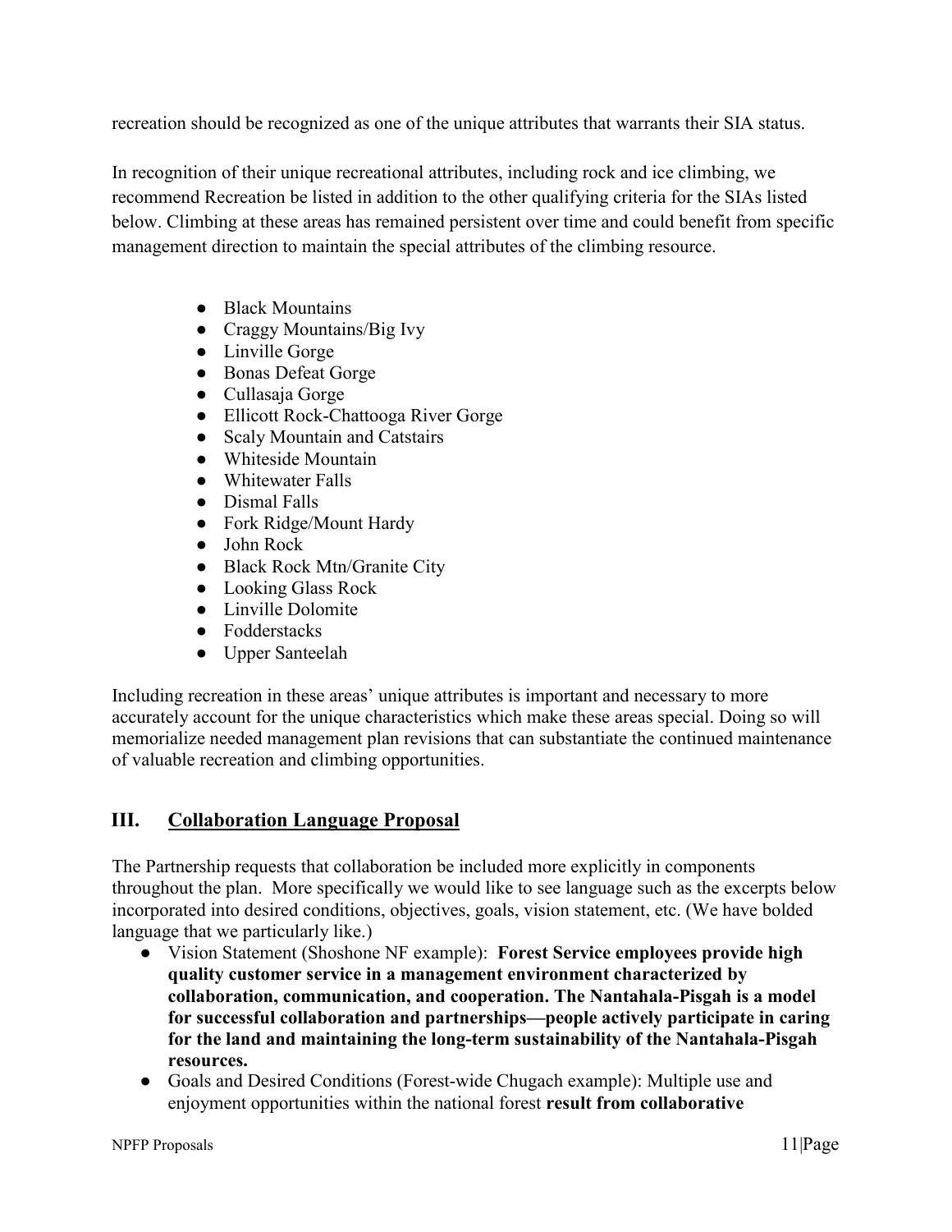recreation should be recognized as one of the unique attributes that warrants their SIA status.

In recognition of their unique recreational attributes, including rock and ice climbing, we recommend Recreation be listed in addition to the other qualifying criteria for the SIAs listed below. Climbing at these areas has remained persistent over time and could benefit from specific management direction to maintain the special attributes of the climbing resource.

- Black Mountains
- Craggy Mountains/Big Ivy
- Linville Gorge
- Bonas Defeat Gorge
- Cullasaja Gorge
- Ellicott Rock-Chattooga River Gorge
- Scaly Mountain and Catstairs
- Whiteside Mountain
- Whitewater Falls
- Dismal Falls
- Fork Ridge/Mount Hardy
- John Rock
- Black Rock Mtn/Granite City
- Looking Glass Rock
- Linville Dolomite
- Fodderstacks
- Upper Santeelah

Including recreation in these areas' unique attributes is important and necessary to more accurately account for the unique characteristics which make these areas special. Doing so will memorialize needed management plan revisions that can substantiate the continued maintenance of valuable recreation and climbing opportunities.

## III. Collaboration Language Proposal

The Partnership requests that collaboration be included more explicitly in components throughout the plan. More specifically we would like to see language such as the excerpts below incorporated into desired conditions, objectives, goals, vision statement, etc. (We have bolded language that we particularly like.)

- Vision Statement (Shoshone NF example): **Forest Service employees provide high quality customer service in a management environment characterized by collaboration, communication, and cooperation. The Nantahala-Pisgah is a model for successful collaboration and partnerships—people actively participate in caring for the land and maintaining the long-term sustainability of the Nantahala-Pisgah resources.**
- Goals and Desired Conditions (Forest-wide Chugach example): Multiple use and enjoyment opportunities within the national forest **result from collaborative**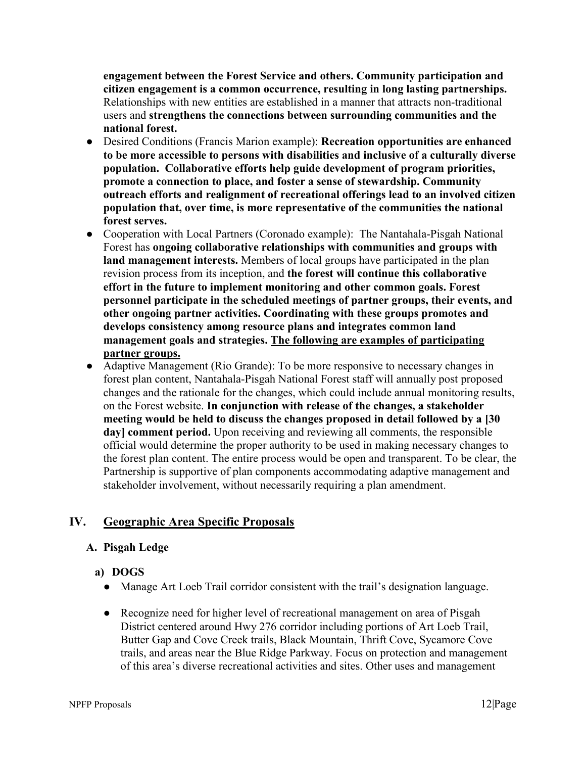**engagement between the Forest Service and others. Community participation and citizen engagement is a common occurrence, resulting in long lasting partnerships.** Relationships with new entities are established in a manner that attracts non-traditional users and **strengthens the connections between surrounding communities and the national forest.**

- Desired Conditions (Francis Marion example): **Recreation opportunities are enhanced to be more accessible to persons with disabilities and inclusive of a culturally diverse population. Collaborative efforts help guide development of program priorities, promote a connection to place, and foster a sense of stewardship. Community outreach efforts and realignment of recreational offerings lead to an involved citizen population that, over time, is more representative of the communities the national forest serves.**
- Cooperation with Local Partners (Coronado example): The Nantahala-Pisgah National Forest has **ongoing collaborative relationships with communities and groups with land management interests.** Members of local groups have participated in the plan revision process from its inception, and **the forest will continue this collaborative effort in the future to implement monitoring and other common goals. Forest personnel participate in the scheduled meetings of partner groups, their events, and other ongoing partner activities. Coordinating with these groups promotes and develops consistency among resource plans and integrates common land management goals and strategies. <u>The following are examples of participating partner groups.</u>**
- Adaptive Management (Rio Grande): To be more responsive to necessary changes in forest plan content, Nantahala-Pisgah National Forest staff will annually post proposed changes and the rationale for the changes, which could include annual monitoring results, on the Forest website. **In conjunction with release of the changes, a stakeholder meeting would be held to discuss the changes proposed in detail followed by a [30 day] comment period.** Upon receiving and reviewing all comments, the responsible official would determine the proper authority to be used in making necessary changes to the forest plan content. The entire process would be open and transparent. To be clear, the Partnership is supportive of plan components accommodating adaptive management and stakeholder involvement, without necessarily requiring a plan amendment.

## IV. Geographic Area Specific Proposals

### A. Pisgah Ledge

#### a) DOGS

- Manage Art Loeb Trail corridor consistent with the trail's designation language.
- Recognize need for higher level of recreational management on area of Pisgah District centered around Hwy 276 corridor including portions of Art Loeb Trail, Butter Gap and Cove Creek trails, Black Mountain, Thrift Cove, Sycamore Cove trails, and areas near the Blue Ridge Parkway. Focus on protection and management of this area's diverse recreational activities and sites. Other uses and management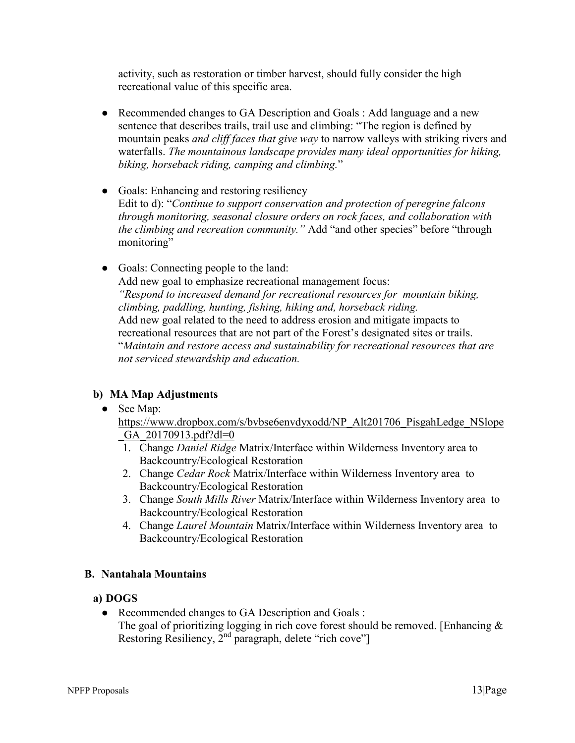activity, such as restoration or timber harvest, should fully consider the high recreational value of this specific area.

- Recommended changes to GA Description and Goals : Add language and a new sentence that describes trails, trail use and climbing: "The region is defined by mountain peaks *and cliff faces that give way* to narrow valleys with striking rivers and waterfalls. *The mountainous landscape provides many ideal opportunities for hiking, biking, horseback riding, camping and climbing.*"

- Goals: Enhancing and restoring resiliency
  Edit to d): "*Continue to support conservation and protection of peregrine falcons through monitoring, seasonal closure orders on rock faces, and collaboration with the climbing and recreation community."* Add "and other species" before "through monitoring"

- Goals: Connecting people to the land:
  Add new goal to emphasize recreational management focus:
  *"Respond to increased demand for recreational resources for mountain biking, climbing, paddling, hunting, fishing, hiking and, horseback riding.*
  Add new goal related to the need to address erosion and mitigate impacts to recreational resources that are not part of the Forest's designated sites or trails.
  "*Maintain and restore access and sustainability for recreational resources that are not serviced stewardship and education.*

### b) MA Map Adjustments

- See Map:
  https://www.dropbox.com/s/bvbse6envdyxodd/NP_Alt201706_PisgahLedge_NSlope_GA_20170913.pdf?dl=0
  1. Change *Daniel Ridge* Matrix/Interface within Wilderness Inventory area to Backcountry/Ecological Restoration
  2. Change *Cedar Rock* Matrix/Interface within Wilderness Inventory area to Backcountry/Ecological Restoration
  3. Change *South Mills River* Matrix/Interface within Wilderness Inventory area to Backcountry/Ecological Restoration
  4. Change *Laurel Mountain* Matrix/Interface within Wilderness Inventory area to Backcountry/Ecological Restoration

## B. Nantahala Mountains

### a) DOGS

- Recommended changes to GA Description and Goals :
  The goal of prioritizing logging in rich cove forest should be removed. [Enhancing & Restoring Resiliency, 2nd paragraph, delete "rich cove"]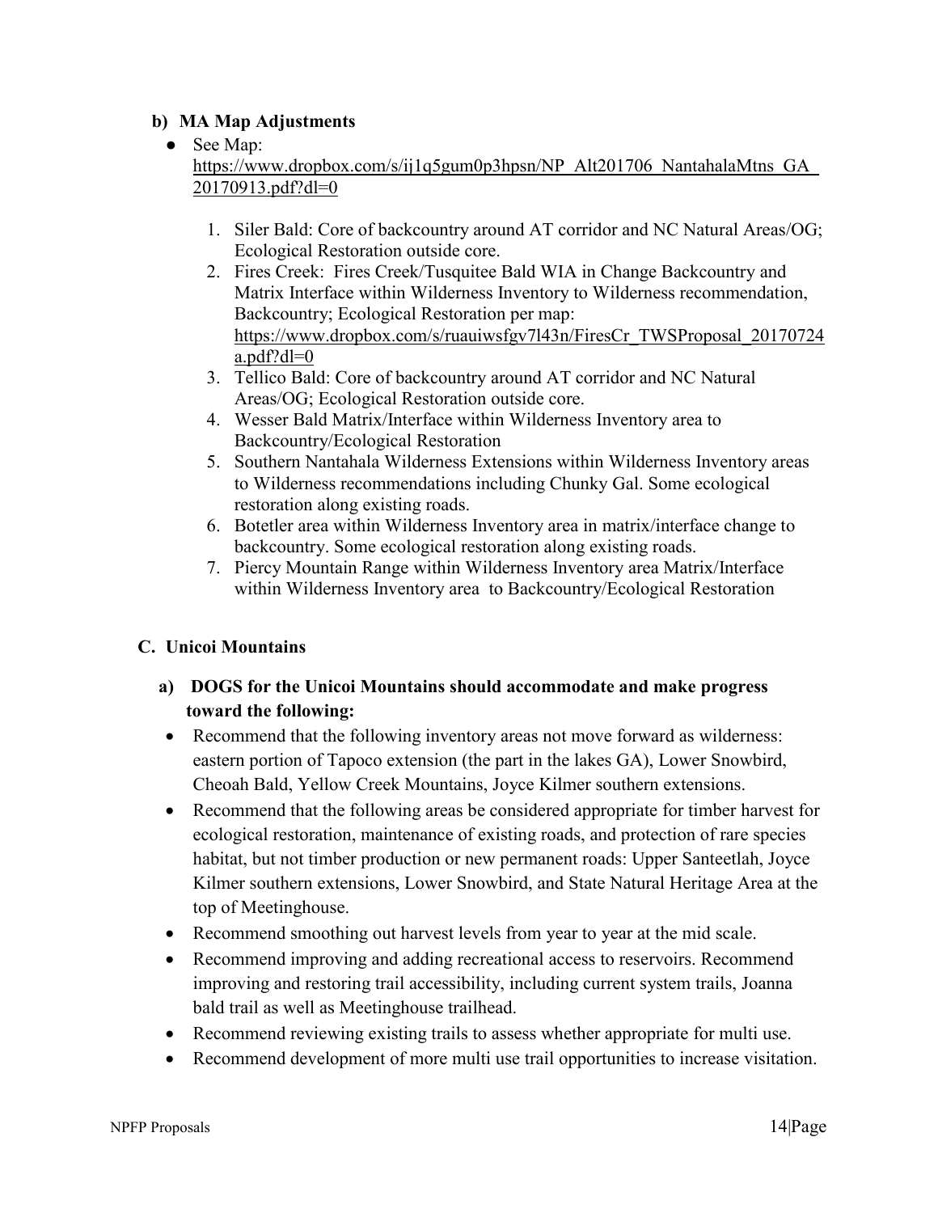**b) MA Map Adjustments**

- See Map: https://www.dropbox.com/s/ij1q5gum0p3hpsn/NP_Alt201706_NantahalaMtns_GA_20170913.pdf?dl=0

1. Siler Bald: Core of backcountry around AT corridor and NC Natural Areas/OG; Ecological Restoration outside core.
2. Fires Creek: Fires Creek/Tusquitee Bald WIA in Change Backcountry and Matrix Interface within Wilderness Inventory to Wilderness recommendation, Backcountry; Ecological Restoration per map: https://www.dropbox.com/s/ruauiwsfgv7l43n/FiresCr_TWSProposal_20170724a.pdf?dl=0
3. Tellico Bald: Core of backcountry around AT corridor and NC Natural Areas/OG; Ecological Restoration outside core.
4. Wesser Bald Matrix/Interface within Wilderness Inventory area to Backcountry/Ecological Restoration
5. Southern Nantahala Wilderness Extensions within Wilderness Inventory areas to Wilderness recommendations including Chunky Gal. Some ecological restoration along existing roads.
6. Botetler area within Wilderness Inventory area in matrix/interface change to backcountry. Some ecological restoration along existing roads.
7. Piercy Mountain Range within Wilderness Inventory area Matrix/Interface within Wilderness Inventory area to Backcountry/Ecological Restoration

## C. Unicoi Mountains

**a) DOGS for the Unicoi Mountains should accommodate and make progress toward the following:**

- Recommend that the following inventory areas not move forward as wilderness: eastern portion of Tapoco extension (the part in the lakes GA), Lower Snowbird, Cheoah Bald, Yellow Creek Mountains, Joyce Kilmer southern extensions.
- Recommend that the following areas be considered appropriate for timber harvest for ecological restoration, maintenance of existing roads, and protection of rare species habitat, but not timber production or new permanent roads: Upper Santeetlah, Joyce Kilmer southern extensions, Lower Snowbird, and State Natural Heritage Area at the top of Meetinghouse.
- Recommend smoothing out harvest levels from year to year at the mid scale.
- Recommend improving and adding recreational access to reservoirs. Recommend improving and restoring trail accessibility, including current system trails, Joanna bald trail as well as Meetinghouse trailhead.
- Recommend reviewing existing trails to assess whether appropriate for multi use.
- Recommend development of more multi use trail opportunities to increase visitation.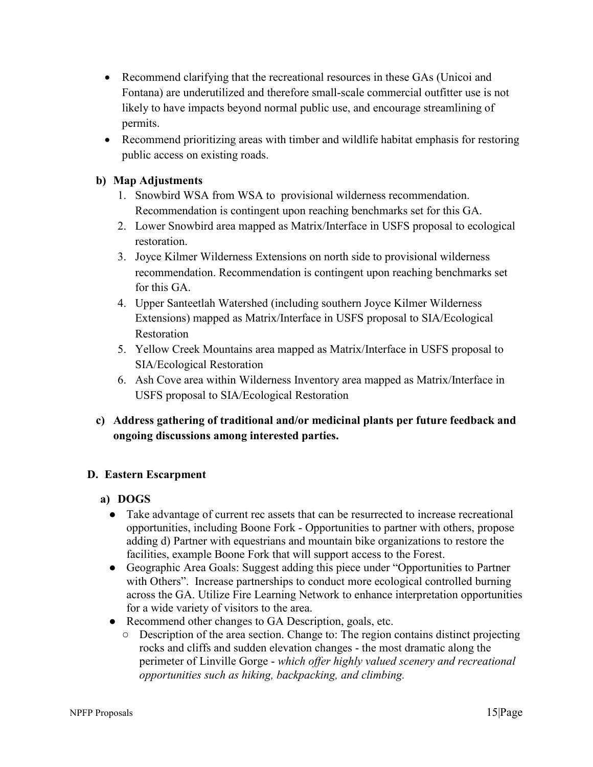- Recommend clarifying that the recreational resources in these GAs (Unicoi and Fontana) are underutilized and therefore small-scale commercial outfitter use is not likely to have impacts beyond normal public use, and encourage streamlining of permits.
- Recommend prioritizing areas with timber and wildlife habitat emphasis for restoring public access on existing roads.

**b) Map Adjustments**

1. Snowbird WSA from WSA to provisional wilderness recommendation. Recommendation is contingent upon reaching benchmarks set for this GA.
2. Lower Snowbird area mapped as Matrix/Interface in USFS proposal to ecological restoration.
3. Joyce Kilmer Wilderness Extensions on north side to provisional wilderness recommendation. Recommendation is contingent upon reaching benchmarks set for this GA.
4. Upper Santeetlah Watershed (including southern Joyce Kilmer Wilderness Extensions) mapped as Matrix/Interface in USFS proposal to SIA/Ecological Restoration
5. Yellow Creek Mountains area mapped as Matrix/Interface in USFS proposal to SIA/Ecological Restoration
6. Ash Cove area within Wilderness Inventory area mapped as Matrix/Interface in USFS proposal to SIA/Ecological Restoration

**c) Address gathering of traditional and/or medicinal plants per future feedback and ongoing discussions among interested parties.**

## D. Eastern Escarpment

**a) DOGS**

- Take advantage of current rec assets that can be resurrected to increase recreational opportunities, including Boone Fork - Opportunities to partner with others, propose adding d) Partner with equestrians and mountain bike organizations to restore the facilities, example Boone Fork that will support access to the Forest.
- Geographic Area Goals: Suggest adding this piece under "Opportunities to Partner with Others". Increase partnerships to conduct more ecological controlled burning across the GA. Utilize Fire Learning Network to enhance interpretation opportunities for a wide variety of visitors to the area.
- Recommend other changes to GA Description, goals, etc.
  - Description of the area section. Change to: The region contains distinct projecting rocks and cliffs and sudden elevation changes - the most dramatic along the perimeter of Linville Gorge - *which offer highly valued scenery and recreational opportunities such as hiking, backpacking, and climbing.*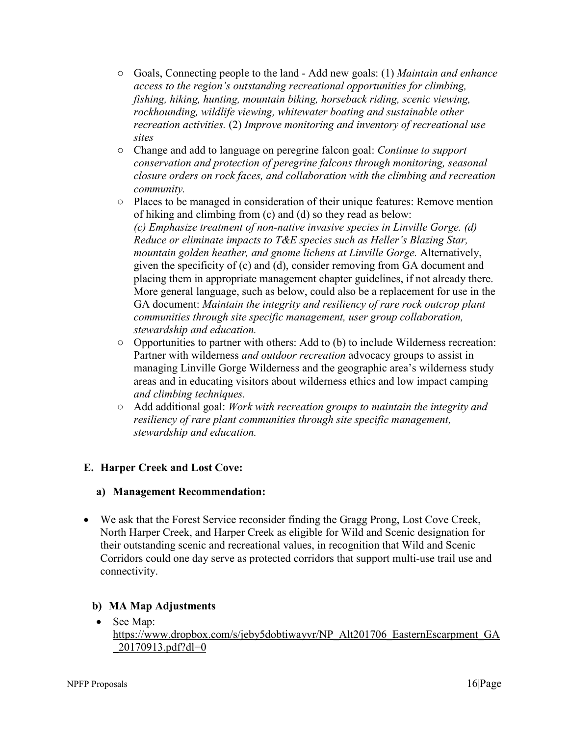- Goals, Connecting people to the land - Add new goals: (1) *Maintain and enhance access to the region's outstanding recreational opportunities for climbing, fishing, hiking, hunting, mountain biking, horseback riding, scenic viewing, rockhounding, wildlife viewing, whitewater boating and sustainable other recreation activities.* (2) *Improve monitoring and inventory of recreational use sites*
  - Change and add to language on peregrine falcon goal: *Continue to support conservation and protection of peregrine falcons through monitoring, seasonal closure orders on rock faces, and collaboration with the climbing and recreation community.*
  - Places to be managed in consideration of their unique features: Remove mention of hiking and climbing from (c) and (d) so they read as below: *(c) Emphasize treatment of non-native invasive species in Linville Gorge. (d) Reduce or eliminate impacts to T&E species such as Heller's Blazing Star, mountain golden heather, and gnome lichens at Linville Gorge.* Alternatively, given the specificity of (c) and (d), consider removing from GA document and placing them in appropriate management chapter guidelines, if not already there. More general language, such as below, could also be a replacement for use in the GA document: *Maintain the integrity and resiliency of rare rock outcrop plant communities through site specific management, user group collaboration, stewardship and education.*
  - Opportunities to partner with others: Add to (b) to include Wilderness recreation: Partner with wilderness *and outdoor recreation* advocacy groups to assist in managing Linville Gorge Wilderness and the geographic area's wilderness study areas and in educating visitors about wilderness ethics and low impact camping *and climbing techniques.*
  - Add additional goal: *Work with recreation groups to maintain the integrity and resiliency of rare plant communities through site specific management, stewardship and education.*

## E. Harper Creek and Lost Cove:

### a) Management Recommendation:

- We ask that the Forest Service reconsider finding the Gragg Prong, Lost Cove Creek, North Harper Creek, and Harper Creek as eligible for Wild and Scenic designation for their outstanding scenic and recreational values, in recognition that Wild and Scenic Corridors could one day serve as protected corridors that support multi-use trail use and connectivity.

### b) MA Map Adjustments

- See Map: https://www.dropbox.com/s/jeby5dobtiwayvr/NP_Alt201706_EasternEscarpment_GA_20170913.pdf?dl=0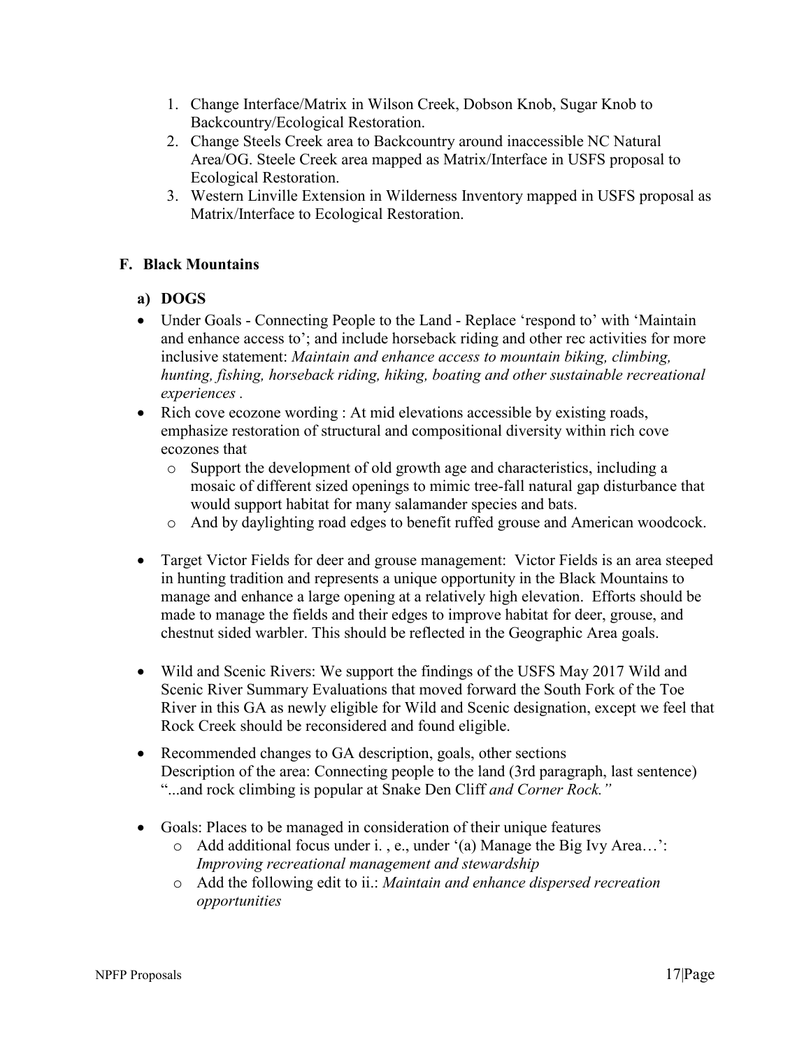1. Change Interface/Matrix in Wilson Creek, Dobson Knob, Sugar Knob to Backcountry/Ecological Restoration.
2. Change Steels Creek area to Backcountry around inaccessible NC Natural Area/OG. Steele Creek area mapped as Matrix/Interface in USFS proposal to Ecological Restoration.
3. Western Linville Extension in Wilderness Inventory mapped in USFS proposal as Matrix/Interface to Ecological Restoration.

## F. Black Mountains

### a) DOGS

- Under Goals - Connecting People to the Land - Replace 'respond to' with 'Maintain and enhance access to'; and include horseback riding and other rec activities for more inclusive statement: *Maintain and enhance access to mountain biking, climbing, hunting, fishing, horseback riding, hiking, boating and other sustainable recreational experiences .*
- Rich cove ecozone wording : At mid elevations accessible by existing roads, emphasize restoration of structural and compositional diversity within rich cove ecozones that
  - Support the development of old growth age and characteristics, including a mosaic of different sized openings to mimic tree-fall natural gap disturbance that would support habitat for many salamander species and bats.
  - And by daylighting road edges to benefit ruffed grouse and American woodcock.
- Target Victor Fields for deer and grouse management: Victor Fields is an area steeped in hunting tradition and represents a unique opportunity in the Black Mountains to manage and enhance a large opening at a relatively high elevation. Efforts should be made to manage the fields and their edges to improve habitat for deer, grouse, and chestnut sided warbler. This should be reflected in the Geographic Area goals.
- Wild and Scenic Rivers: We support the findings of the USFS May 2017 Wild and Scenic River Summary Evaluations that moved forward the South Fork of the Toe River in this GA as newly eligible for Wild and Scenic designation, except we feel that Rock Creek should be reconsidered and found eligible.
- Recommended changes to GA description, goals, other sections
  Description of the area: Connecting people to the land (3rd paragraph, last sentence) "...and rock climbing is popular at Snake Den Cliff *and Corner Rock."*
- Goals: Places to be managed in consideration of their unique features
  - Add additional focus under i. , e., under '(a) Manage the Big Ivy Area…': *Improving recreational management and stewardship*
  - Add the following edit to ii.: *Maintain and enhance dispersed recreation opportunities*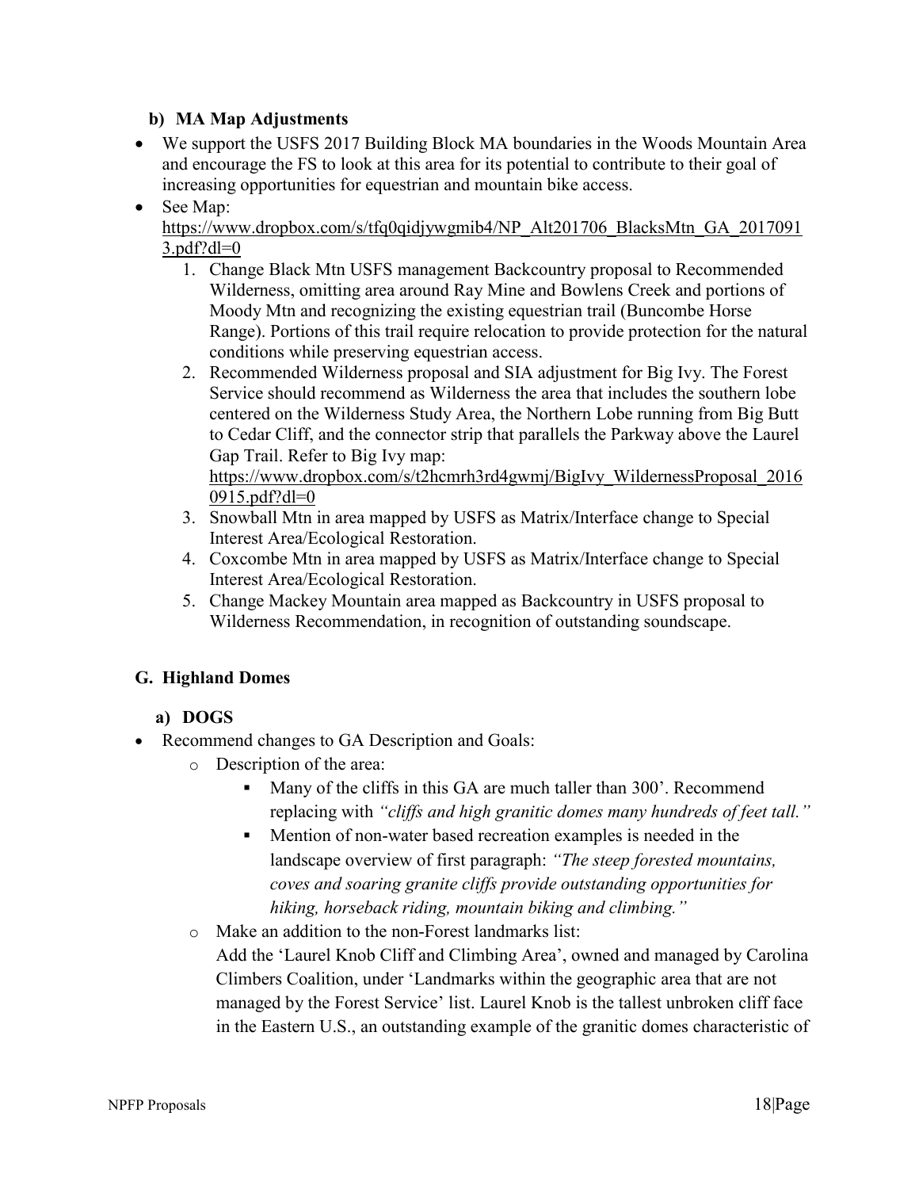### b) MA Map Adjustments

- We support the USFS 2017 Building Block MA boundaries in the Woods Mountain Area and encourage the FS to look at this area for its potential to contribute to their goal of increasing opportunities for equestrian and mountain bike access.
- See Map: https://www.dropbox.com/s/tfq0qidjywgmib4/NP_Alt201706_BlacksMtn_GA_20170913.pdf?dl=0
  1. Change Black Mtn USFS management Backcountry proposal to Recommended Wilderness, omitting area around Ray Mine and Bowlens Creek and portions of Moody Mtn and recognizing the existing equestrian trail (Buncombe Horse Range). Portions of this trail require relocation to provide protection for the natural conditions while preserving equestrian access.
  2. Recommended Wilderness proposal and SIA adjustment for Big Ivy. The Forest Service should recommend as Wilderness the area that includes the southern lobe centered on the Wilderness Study Area, the Northern Lobe running from Big Butt to Cedar Cliff, and the connector strip that parallels the Parkway above the Laurel Gap Trail. Refer to Big Ivy map: https://www.dropbox.com/s/t2hcmrh3rd4gwmj/BigIvy_WildernessProposal_20160915.pdf?dl=0
  3. Snowball Mtn in area mapped by USFS as Matrix/Interface change to Special Interest Area/Ecological Restoration.
  4. Coxcombe Mtn in area mapped by USFS as Matrix/Interface change to Special Interest Area/Ecological Restoration.
  5. Change Mackey Mountain area mapped as Backcountry in USFS proposal to Wilderness Recommendation, in recognition of outstanding soundscape.

## G. Highland Domes

### a) DOGS

- Recommend changes to GA Description and Goals:
  - Description of the area:
    - Many of the cliffs in this GA are much taller than 300'. Recommend replacing with *"cliffs and high granitic domes many hundreds of feet tall."*
    - Mention of non-water based recreation examples is needed in the landscape overview of first paragraph: *"The steep forested mountains, coves and soaring granite cliffs provide outstanding opportunities for hiking, horseback riding, mountain biking and climbing."*
  - Make an addition to the non-Forest landmarks list:
    Add the 'Laurel Knob Cliff and Climbing Area', owned and managed by Carolina Climbers Coalition, under 'Landmarks within the geographic area that are not managed by the Forest Service' list. Laurel Knob is the tallest unbroken cliff face in the Eastern U.S., an outstanding example of the granitic domes characteristic of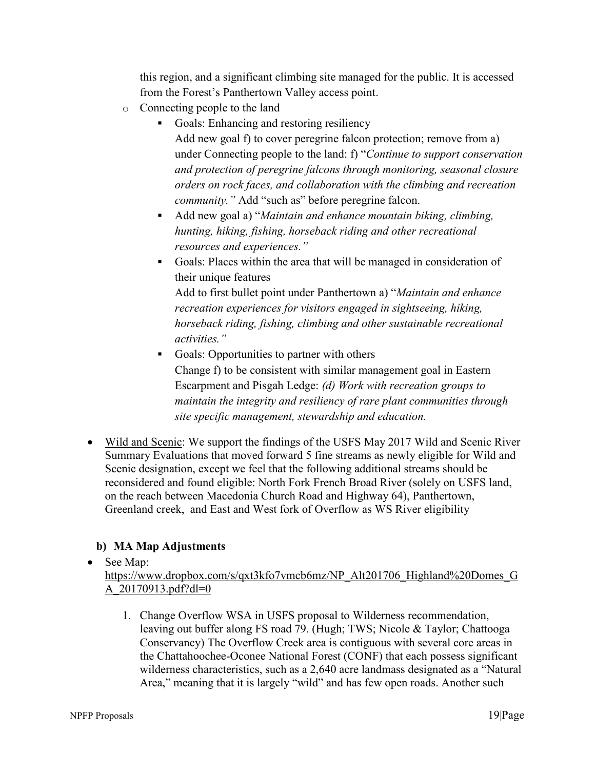this region, and a significant climbing site managed for the public. It is accessed from the Forest's Panthertown Valley access point.

- Connecting people to the land
    - Goals: Enhancing and restoring resiliency
      Add new goal f) to cover peregrine falcon protection; remove from a) under Connecting people to the land: f) "*Continue to support conservation and protection of peregrine falcons through monitoring, seasonal closure orders on rock faces, and collaboration with the climbing and recreation community."* Add "such as" before peregrine falcon.
    - Add new goal a) "*Maintain and enhance mountain biking, climbing, hunting, hiking, fishing, horseback riding and other recreational resources and experiences."*
    - Goals: Places within the area that will be managed in consideration of their unique features
      Add to first bullet point under Panthertown a) "*Maintain and enhance recreation experiences for visitors engaged in sightseeing, hiking, horseback riding, fishing, climbing and other sustainable recreational activities."*
    - Goals: Opportunities to partner with others
      Change f) to be consistent with similar management goal in Eastern Escarpment and Pisgah Ledge: *(d) Work with recreation groups to maintain the integrity and resiliency of rare plant communities through site specific management, stewardship and education.*

- Wild and Scenic: We support the findings of the USFS May 2017 Wild and Scenic River Summary Evaluations that moved forward 5 fine streams as newly eligible for Wild and Scenic designation, except we feel that the following additional streams should be reconsidered and found eligible: North Fork French Broad River (solely on USFS land, on the reach between Macedonia Church Road and Highway 64), Panthertown, Greenland creek, and East and West fork of Overflow as WS River eligibility

## b) MA Map Adjustments

- See Map: https://www.dropbox.com/s/qxt3kfo7vmcb6mz/NP_Alt201706_Highland%20Domes_GA_20170913.pdf?dl=0

1. Change Overflow WSA in USFS proposal to Wilderness recommendation, leaving out buffer along FS road 79. (Hugh; TWS; Nicole & Taylor; Chattooga Conservancy) The Overflow Creek area is contiguous with several core areas in the Chattahoochee-Oconee National Forest (CONF) that each possess significant wilderness characteristics, such as a 2,640 acre landmass designated as a "Natural Area," meaning that it is largely "wild" and has few open roads. Another such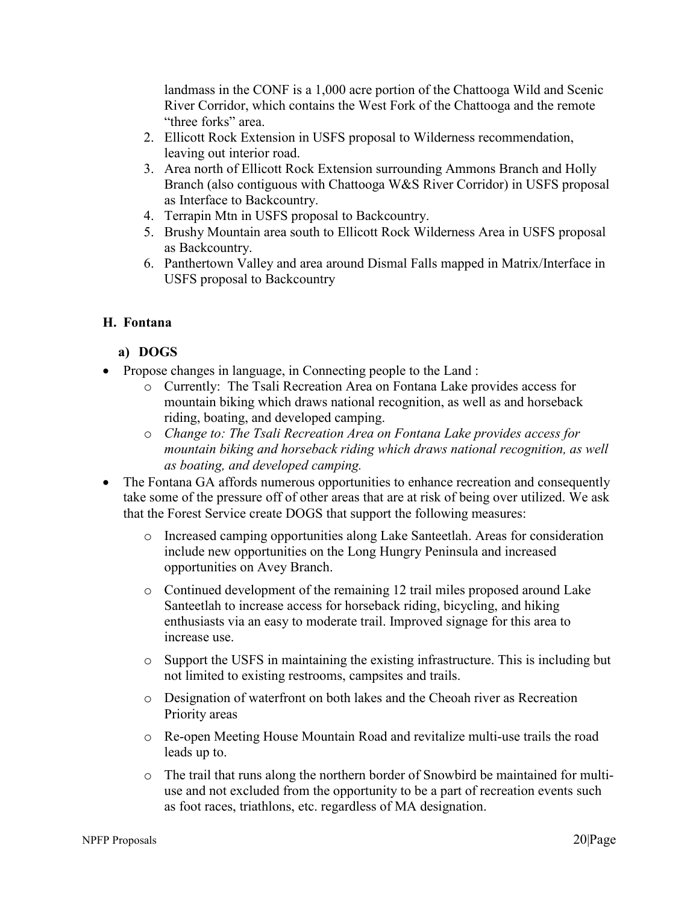landmass in the CONF is a 1,000 acre portion of the Chattooga Wild and Scenic River Corridor, which contains the West Fork of the Chattooga and the remote "three forks" area.

2. Ellicott Rock Extension in USFS proposal to Wilderness recommendation, leaving out interior road.
3. Area north of Ellicott Rock Extension surrounding Ammons Branch and Holly Branch (also contiguous with Chattooga W&S River Corridor) in USFS proposal as Interface to Backcountry.
4. Terrapin Mtn in USFS proposal to Backcountry.
5. Brushy Mountain area south to Ellicott Rock Wilderness Area in USFS proposal as Backcountry.
6. Panthertown Valley and area around Dismal Falls mapped in Matrix/Interface in USFS proposal to Backcountry

### H. Fontana

#### a) DOGS

- Propose changes in language, in Connecting people to the Land :
  - Currently: The Tsali Recreation Area on Fontana Lake provides access for mountain biking which draws national recognition, as well as and horseback riding, boating, and developed camping.
  - *Change to: The Tsali Recreation Area on Fontana Lake provides access for mountain biking and horseback riding which draws national recognition, as well as boating, and developed camping.*
- The Fontana GA affords numerous opportunities to enhance recreation and consequently take some of the pressure off of other areas that are at risk of being over utilized. We ask that the Forest Service create DOGS that support the following measures:
  - Increased camping opportunities along Lake Santeetlah. Areas for consideration include new opportunities on the Long Hungry Peninsula and increased opportunities on Avey Branch.
  - Continued development of the remaining 12 trail miles proposed around Lake Santeetlah to increase access for horseback riding, bicycling, and hiking enthusiasts via an easy to moderate trail. Improved signage for this area to increase use.
  - Support the USFS in maintaining the existing infrastructure. This is including but not limited to existing restrooms, campsites and trails.
  - Designation of waterfront on both lakes and the Cheoah river as Recreation Priority areas
  - Re-open Meeting House Mountain Road and revitalize multi-use trails the road leads up to.
  - The trail that runs along the northern border of Snowbird be maintained for multi-use and not excluded from the opportunity to be a part of recreation events such as foot races, triathlons, etc. regardless of MA designation.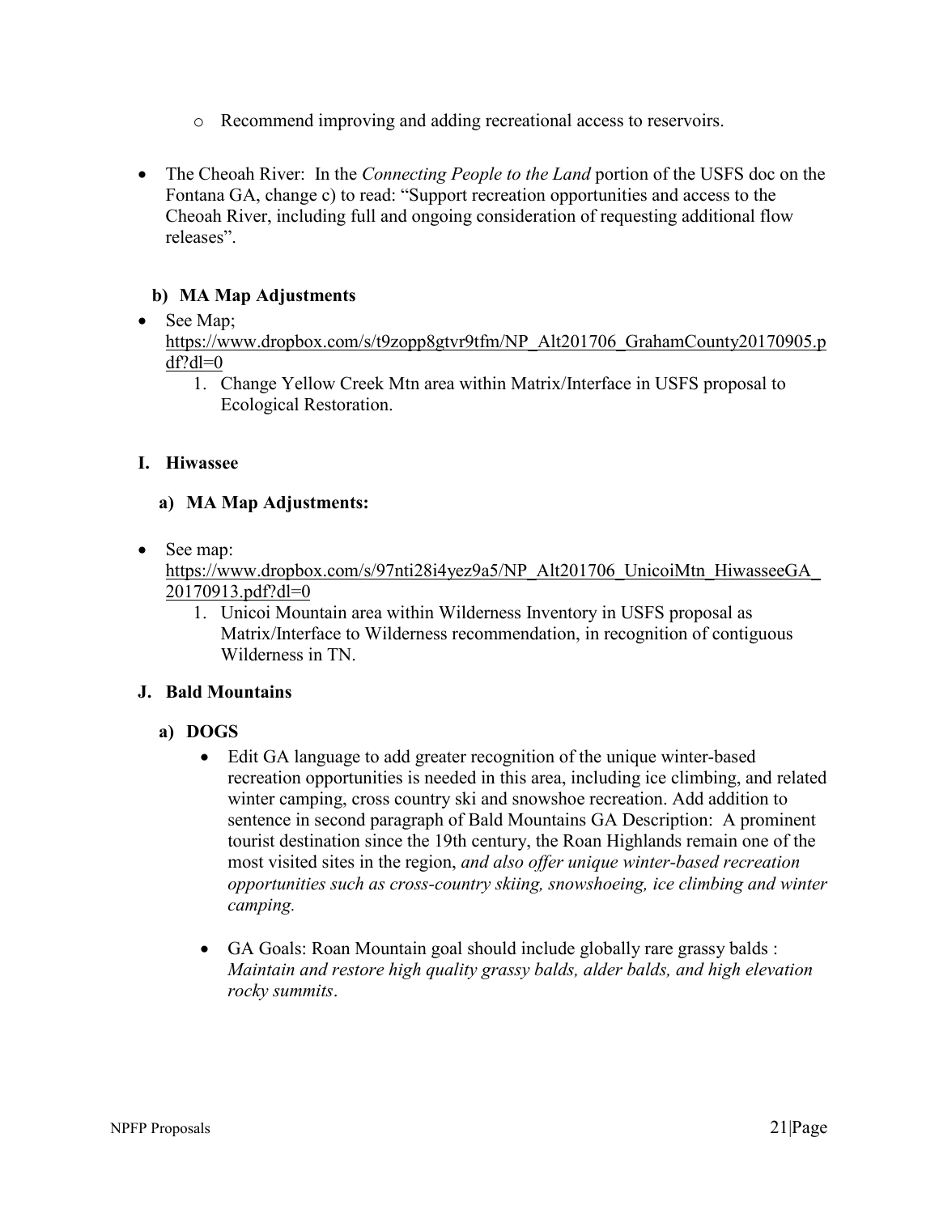- Recommend improving and adding recreational access to reservoirs.

- The Cheoah River: In the *Connecting People to the Land* portion of the USFS doc on the Fontana GA, change c) to read: "Support recreation opportunities and access to the Cheoah River, including full and ongoing consideration of requesting additional flow releases".

### b) MA Map Adjustments

- See Map; https://www.dropbox.com/s/t9zopp8gtvr9tfm/NP_Alt201706_GrahamCounty20170905.pdf?dl=0
  1. Change Yellow Creek Mtn area within Matrix/Interface in USFS proposal to Ecological Restoration.

## I. Hiwassee

### a) MA Map Adjustments:

- See map: https://www.dropbox.com/s/97nti28i4yez9a5/NP_Alt201706_UnicoiMtn_HiwasseeGA_20170913.pdf?dl=0
  1. Unicoi Mountain area within Wilderness Inventory in USFS proposal as Matrix/Interface to Wilderness recommendation, in recognition of contiguous Wilderness in TN.

## J. Bald Mountains

### a) DOGS

- Edit GA language to add greater recognition of the unique winter-based recreation opportunities is needed in this area, including ice climbing, and related winter camping, cross country ski and snowshoe recreation. Add addition to sentence in second paragraph of Bald Mountains GA Description: A prominent tourist destination since the 19th century, the Roan Highlands remain one of the most visited sites in the region, *and also offer unique winter-based recreation opportunities such as cross-country skiing, snowshoeing, ice climbing and winter camping.*

- GA Goals: Roan Mountain goal should include globally rare grassy balds : *Maintain and restore high quality grassy balds, alder balds, and high elevation rocky summits*.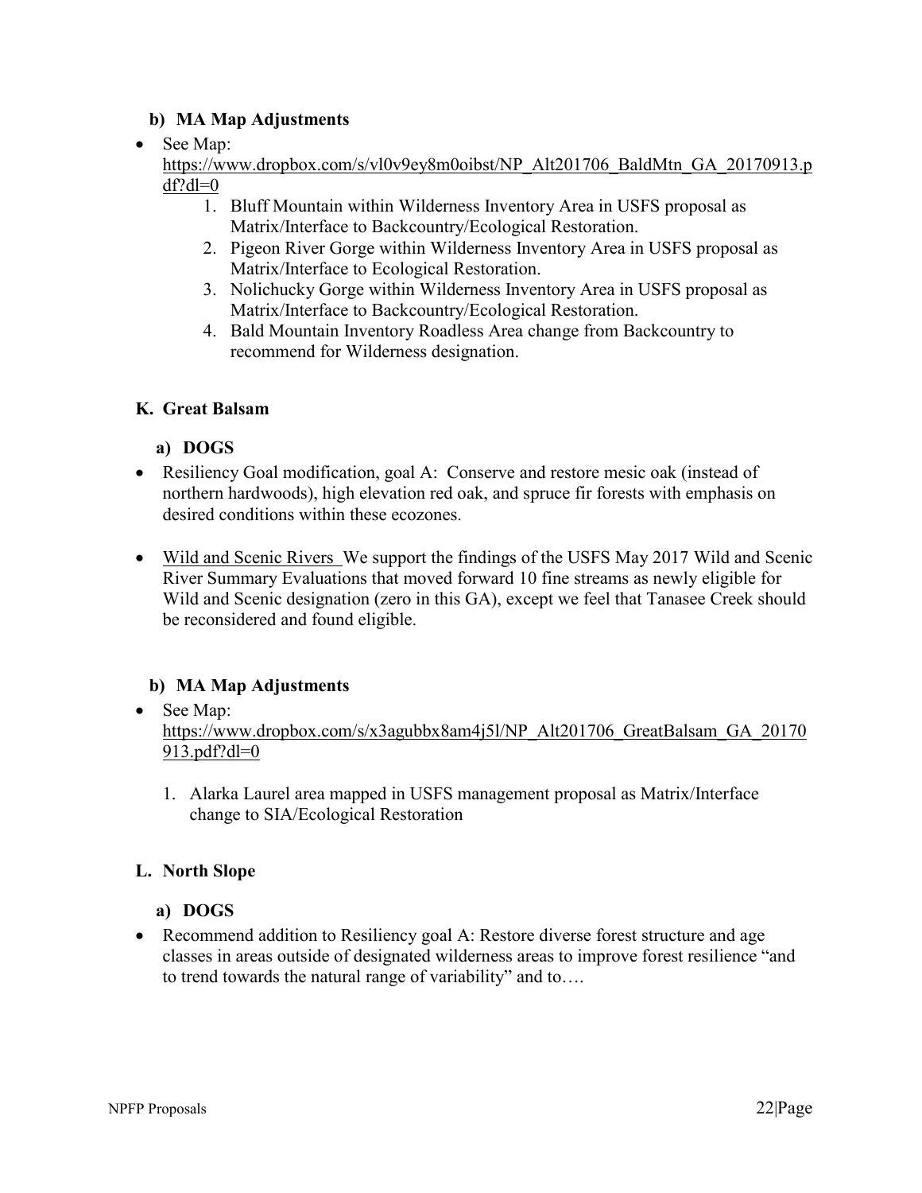### b) MA Map Adjustments

- See Map: https://www.dropbox.com/s/vl0v9ey8m0oibst/NP_Alt201706_BaldMtn_GA_20170913.pdf?dl=0
  1. Bluff Mountain within Wilderness Inventory Area in USFS proposal as Matrix/Interface to Backcountry/Ecological Restoration.
  2. Pigeon River Gorge within Wilderness Inventory Area in USFS proposal as Matrix/Interface to Ecological Restoration.
  3. Nolichucky Gorge within Wilderness Inventory Area in USFS proposal as Matrix/Interface to Backcountry/Ecological Restoration.
  4. Bald Mountain Inventory Roadless Area change from Backcountry to recommend for Wilderness designation.

## K. Great Balsam

### a) DOGS

- Resiliency Goal modification, goal A: Conserve and restore mesic oak (instead of northern hardwoods), high elevation red oak, and spruce fir forests with emphasis on desired conditions within these ecozones.
- Wild and Scenic Rivers We support the findings of the USFS May 2017 Wild and Scenic River Summary Evaluations that moved forward 10 fine streams as newly eligible for Wild and Scenic designation (zero in this GA), except we feel that Tanasee Creek should be reconsidered and found eligible.

### b) MA Map Adjustments

- See Map: https://www.dropbox.com/s/x3agubbx8am4j5l/NP_Alt201706_GreatBalsam_GA_20170913.pdf?dl=0
  1. Alarka Laurel area mapped in USFS management proposal as Matrix/Interface change to SIA/Ecological Restoration

## L. North Slope

### a) DOGS

- Recommend addition to Resiliency goal A: Restore diverse forest structure and age classes in areas outside of designated wilderness areas to improve forest resilience "and to trend towards the natural range of variability" and to….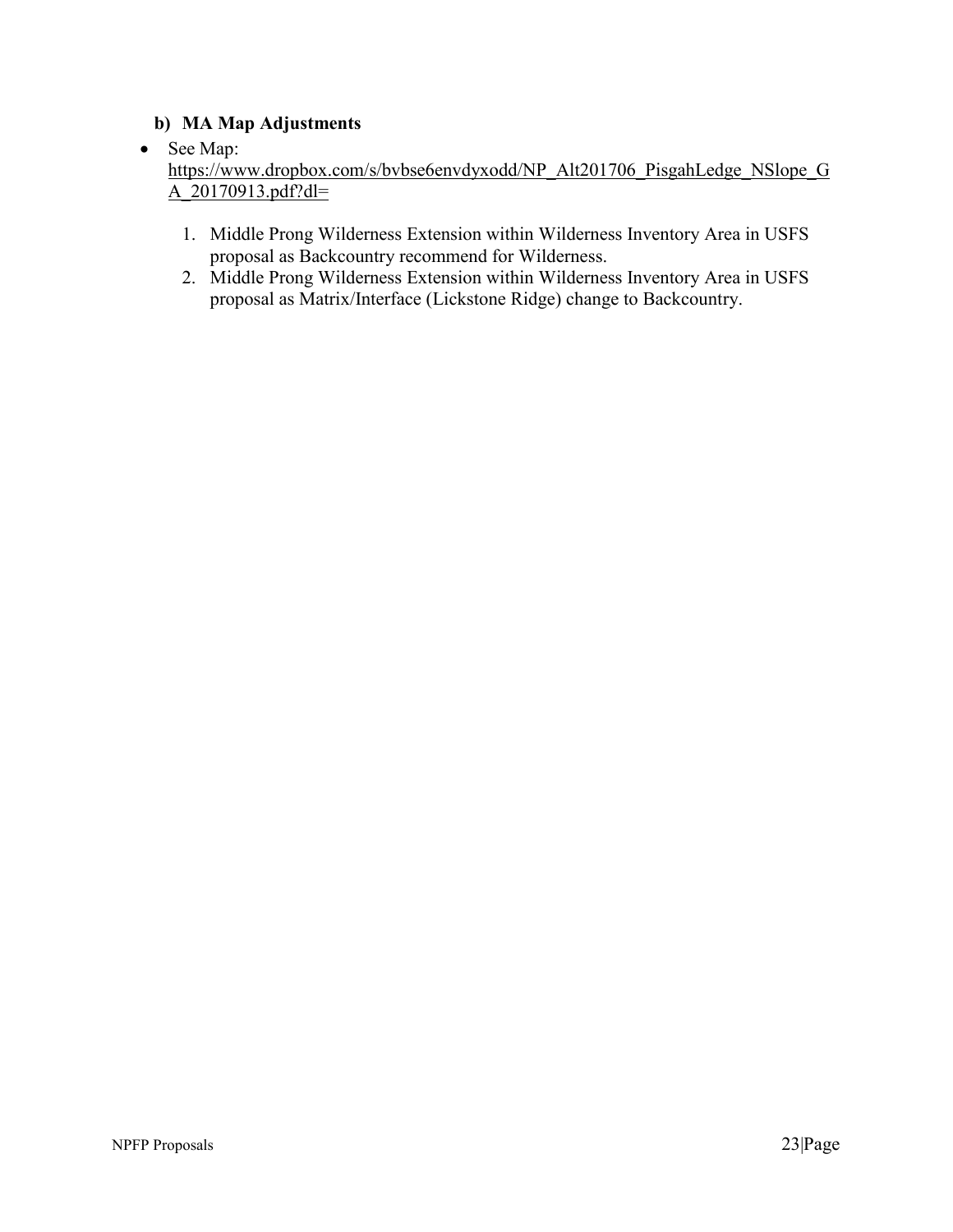**b) MA Map Adjustments**

- See Map: https://www.dropbox.com/s/bvbse6envdyxodd/NP_Alt201706_PisgahLedge_NSlope_GA_20170913.pdf?dl=

    1. Middle Prong Wilderness Extension within Wilderness Inventory Area in USFS proposal as Backcountry recommend for Wilderness.
    2. Middle Prong Wilderness Extension within Wilderness Inventory Area in USFS proposal as Matrix/Interface (Lickstone Ridge) change to Backcountry.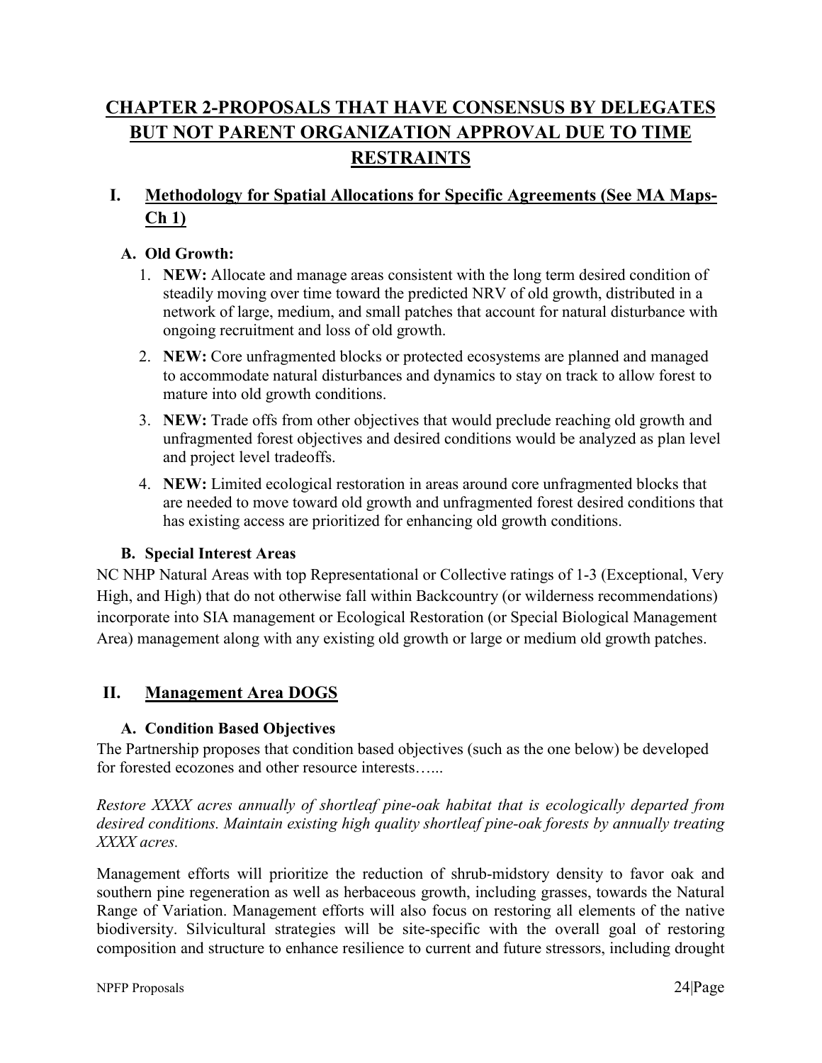# CHAPTER 2-PROPOSALS THAT HAVE CONSENSUS BY DELEGATES BUT NOT PARENT ORGANIZATION APPROVAL DUE TO TIME RESTRAINTS

## I. Methodology for Spatial Allocations for Specific Agreements (See MA Maps-Ch 1)

### A. Old Growth:

1. **NEW:** Allocate and manage areas consistent with the long term desired condition of steadily moving over time toward the predicted NRV of old growth, distributed in a network of large, medium, and small patches that account for natural disturbance with ongoing recruitment and loss of old growth.
2. **NEW:** Core unfragmented blocks or protected ecosystems are planned and managed to accommodate natural disturbances and dynamics to stay on track to allow forest to mature into old growth conditions.
3. **NEW:** Trade offs from other objectives that would preclude reaching old growth and unfragmented forest objectives and desired conditions would be analyzed as plan level and project level tradeoffs.
4. **NEW:** Limited ecological restoration in areas around core unfragmented blocks that are needed to move toward old growth and unfragmented forest desired conditions that has existing access are prioritized for enhancing old growth conditions.

### B. Special Interest Areas

NC NHP Natural Areas with top Representational or Collective ratings of 1-3 (Exceptional, Very High, and High) that do not otherwise fall within Backcountry (or wilderness recommendations) incorporate into SIA management or Ecological Restoration (or Special Biological Management Area) management along with any existing old growth or large or medium old growth patches.

## II. Management Area DOGS

### A. Condition Based Objectives

The Partnership proposes that condition based objectives (such as the one below) be developed for forested ecozones and other resource interests…...

*Restore XXXX acres annually of shortleaf pine-oak habitat that is ecologically departed from desired conditions. Maintain existing high quality shortleaf pine-oak forests by annually treating XXXX acres.*

Management efforts will prioritize the reduction of shrub-midstory density to favor oak and southern pine regeneration as well as herbaceous growth, including grasses, towards the Natural Range of Variation. Management efforts will also focus on restoring all elements of the native biodiversity. Silvicultural strategies will be site-specific with the overall goal of restoring composition and structure to enhance resilience to current and future stressors, including drought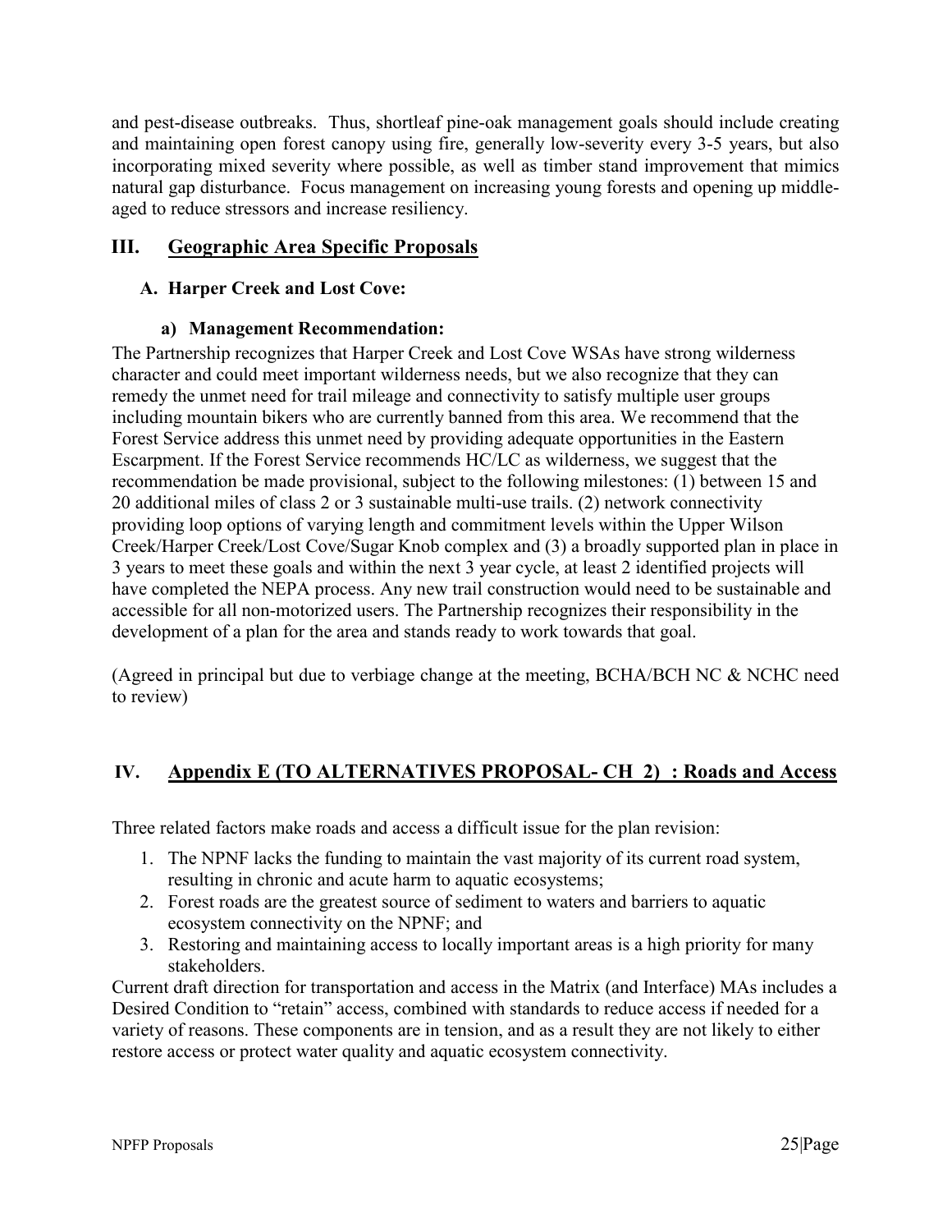and pest-disease outbreaks. Thus, shortleaf pine-oak management goals should include creating and maintaining open forest canopy using fire, generally low-severity every 3-5 years, but also incorporating mixed severity where possible, as well as timber stand improvement that mimics natural gap disturbance. Focus management on increasing young forests and opening up middle-aged to reduce stressors and increase resiliency.

## III. Geographic Area Specific Proposals

### A. Harper Creek and Lost Cove:

#### a) Management Recommendation:

The Partnership recognizes that Harper Creek and Lost Cove WSAs have strong wilderness character and could meet important wilderness needs, but we also recognize that they can remedy the unmet need for trail mileage and connectivity to satisfy multiple user groups including mountain bikers who are currently banned from this area. We recommend that the Forest Service address this unmet need by providing adequate opportunities in the Eastern Escarpment. If the Forest Service recommends HC/LC as wilderness, we suggest that the recommendation be made provisional, subject to the following milestones: (1) between 15 and 20 additional miles of class 2 or 3 sustainable multi-use trails. (2) network connectivity providing loop options of varying length and commitment levels within the Upper Wilson Creek/Harper Creek/Lost Cove/Sugar Knob complex and (3) a broadly supported plan in place in 3 years to meet these goals and within the next 3 year cycle, at least 2 identified projects will have completed the NEPA process. Any new trail construction would need to be sustainable and accessible for all non-motorized users. The Partnership recognizes their responsibility in the development of a plan for the area and stands ready to work towards that goal.

(Agreed in principal but due to verbiage change at the meeting, BCHA/BCH NC & NCHC need to review)

## IV. Appendix E (TO ALTERNATIVES PROPOSAL- CH 2) : Roads and Access

Three related factors make roads and access a difficult issue for the plan revision:

1. The NPNF lacks the funding to maintain the vast majority of its current road system, resulting in chronic and acute harm to aquatic ecosystems;
2. Forest roads are the greatest source of sediment to waters and barriers to aquatic ecosystem connectivity on the NPNF; and
3. Restoring and maintaining access to locally important areas is a high priority for many stakeholders.

Current draft direction for transportation and access in the Matrix (and Interface) MAs includes a Desired Condition to "retain" access, combined with standards to reduce access if needed for a variety of reasons. These components are in tension, and as a result they are not likely to either restore access or protect water quality and aquatic ecosystem connectivity.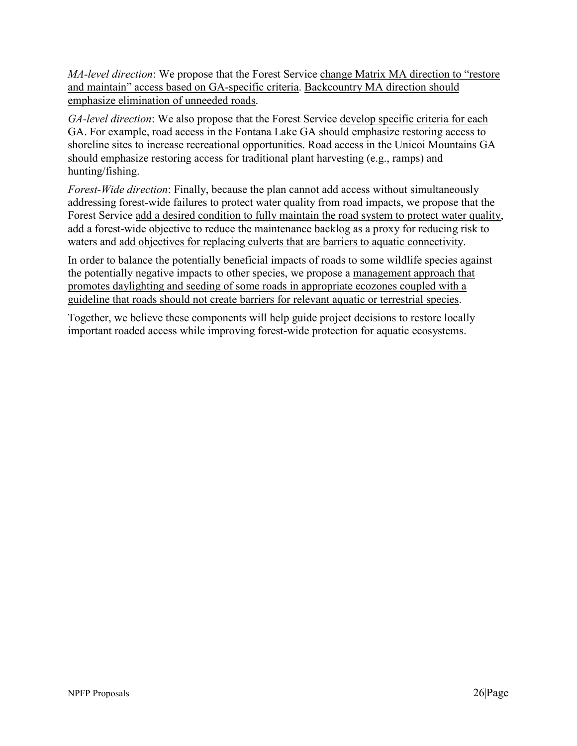*MA-level direction*: We propose that the Forest Service change Matrix MA direction to "restore and maintain" access based on GA-specific criteria. Backcountry MA direction should emphasize elimination of unneeded roads.

*GA-level direction*: We also propose that the Forest Service develop specific criteria for each GA. For example, road access in the Fontana Lake GA should emphasize restoring access to shoreline sites to increase recreational opportunities. Road access in the Unicoi Mountains GA should emphasize restoring access for traditional plant harvesting (e.g., ramps) and hunting/fishing.

*Forest-Wide direction*: Finally, because the plan cannot add access without simultaneously addressing forest-wide failures to protect water quality from road impacts, we propose that the Forest Service add a desired condition to fully maintain the road system to protect water quality, add a forest-wide objective to reduce the maintenance backlog as a proxy for reducing risk to waters and add objectives for replacing culverts that are barriers to aquatic connectivity.

In order to balance the potentially beneficial impacts of roads to some wildlife species against the potentially negative impacts to other species, we propose a management approach that promotes daylighting and seeding of some roads in appropriate ecozones coupled with a guideline that roads should not create barriers for relevant aquatic or terrestrial species.

Together, we believe these components will help guide project decisions to restore locally important roaded access while improving forest-wide protection for aquatic ecosystems.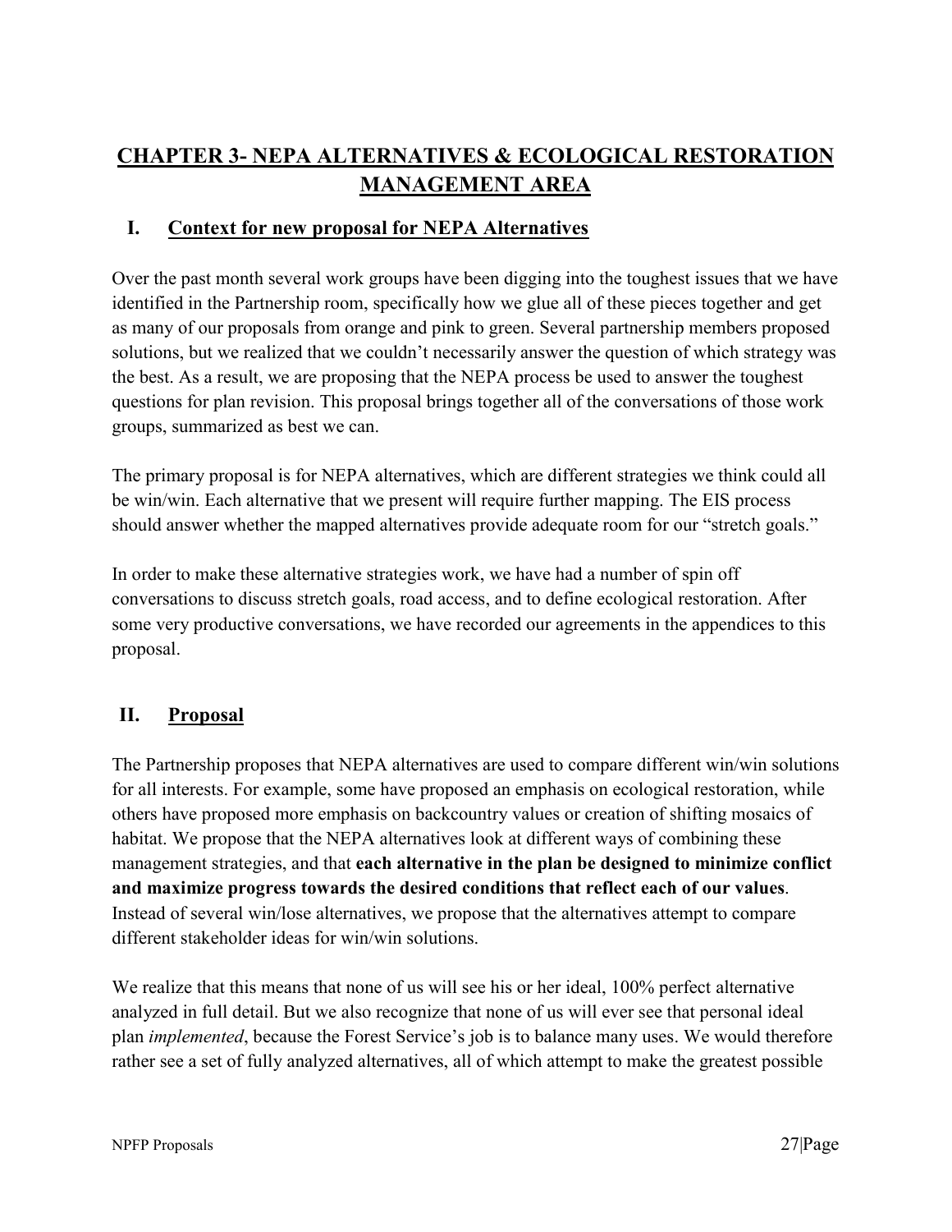# CHAPTER 3- NEPA ALTERNATIVES & ECOLOGICAL RESTORATION MANAGEMENT AREA

## I. Context for new proposal for NEPA Alternatives

Over the past month several work groups have been digging into the toughest issues that we have identified in the Partnership room, specifically how we glue all of these pieces together and get as many of our proposals from orange and pink to green. Several partnership members proposed solutions, but we realized that we couldn't necessarily answer the question of which strategy was the best. As a result, we are proposing that the NEPA process be used to answer the toughest questions for plan revision. This proposal brings together all of the conversations of those work groups, summarized as best we can.

The primary proposal is for NEPA alternatives, which are different strategies we think could all be win/win. Each alternative that we present will require further mapping. The EIS process should answer whether the mapped alternatives provide adequate room for our "stretch goals."

In order to make these alternative strategies work, we have had a number of spin off conversations to discuss stretch goals, road access, and to define ecological restoration. After some very productive conversations, we have recorded our agreements in the appendices to this proposal.

## II. Proposal

The Partnership proposes that NEPA alternatives are used to compare different win/win solutions for all interests. For example, some have proposed an emphasis on ecological restoration, while others have proposed more emphasis on backcountry values or creation of shifting mosaics of habitat. We propose that the NEPA alternatives look at different ways of combining these management strategies, and that **each alternative in the plan be designed to minimize conflict and maximize progress towards the desired conditions that reflect each of our values**. Instead of several win/lose alternatives, we propose that the alternatives attempt to compare different stakeholder ideas for win/win solutions.

We realize that this means that none of us will see his or her ideal, 100% perfect alternative analyzed in full detail. But we also recognize that none of us will ever see that personal ideal plan *implemented*, because the Forest Service's job is to balance many uses. We would therefore rather see a set of fully analyzed alternatives, all of which attempt to make the greatest possible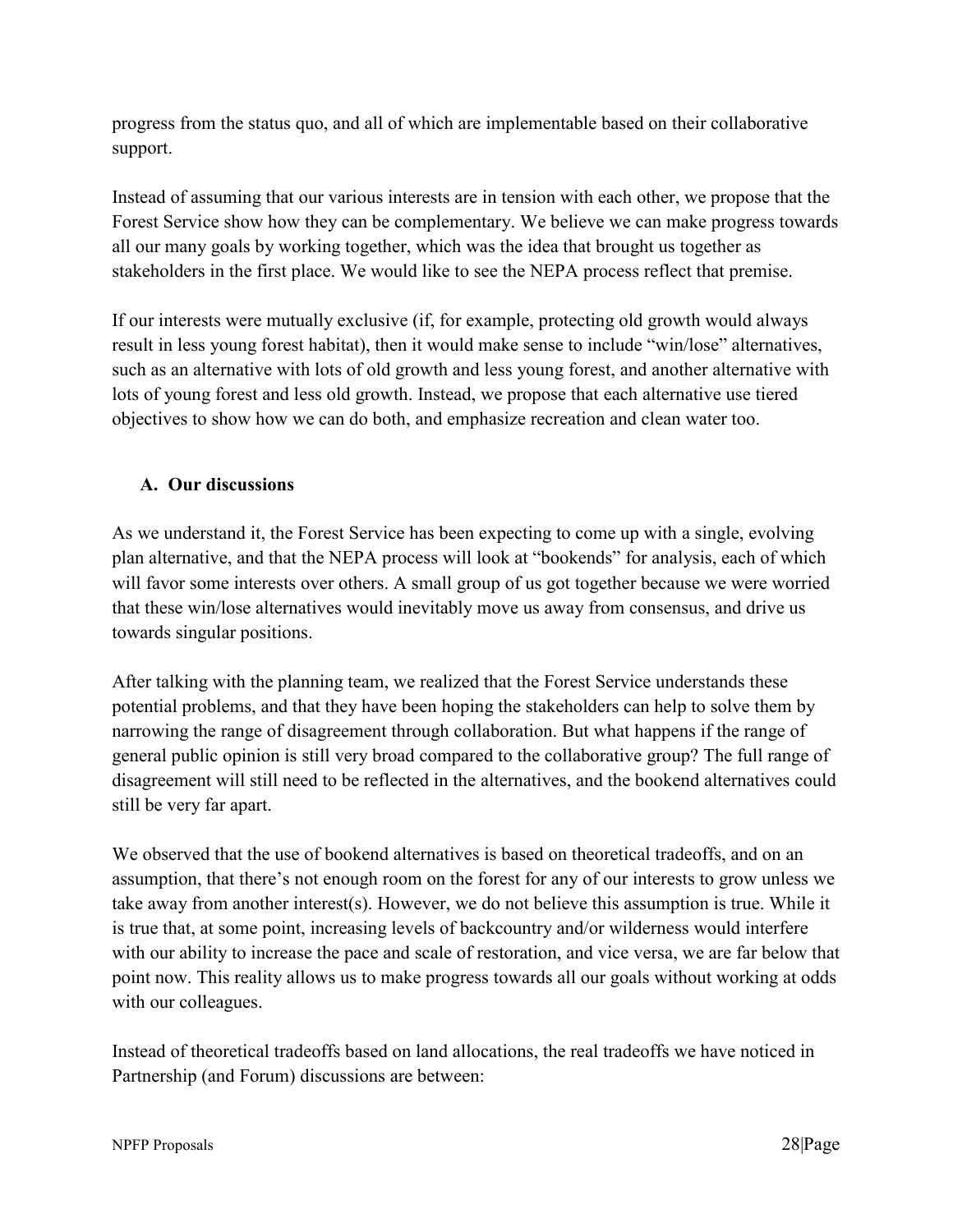progress from the status quo, and all of which are implementable based on their collaborative support.

Instead of assuming that our various interests are in tension with each other, we propose that the Forest Service show how they can be complementary. We believe we can make progress towards all our many goals by working together, which was the idea that brought us together as stakeholders in the first place. We would like to see the NEPA process reflect that premise.

If our interests were mutually exclusive (if, for example, protecting old growth would always result in less young forest habitat), then it would make sense to include "win/lose" alternatives, such as an alternative with lots of old growth and less young forest, and another alternative with lots of young forest and less old growth. Instead, we propose that each alternative use tiered objectives to show how we can do both, and emphasize recreation and clean water too.

### A. Our discussions

As we understand it, the Forest Service has been expecting to come up with a single, evolving plan alternative, and that the NEPA process will look at "bookends" for analysis, each of which will favor some interests over others. A small group of us got together because we were worried that these win/lose alternatives would inevitably move us away from consensus, and drive us towards singular positions.

After talking with the planning team, we realized that the Forest Service understands these potential problems, and that they have been hoping the stakeholders can help to solve them by narrowing the range of disagreement through collaboration. But what happens if the range of general public opinion is still very broad compared to the collaborative group? The full range of disagreement will still need to be reflected in the alternatives, and the bookend alternatives could still be very far apart.

We observed that the use of bookend alternatives is based on theoretical tradeoffs, and on an assumption, that there's not enough room on the forest for any of our interests to grow unless we take away from another interest(s). However, we do not believe this assumption is true. While it is true that, at some point, increasing levels of backcountry and/or wilderness would interfere with our ability to increase the pace and scale of restoration, and vice versa, we are far below that point now. This reality allows us to make progress towards all our goals without working at odds with our colleagues.

Instead of theoretical tradeoffs based on land allocations, the real tradeoffs we have noticed in Partnership (and Forum) discussions are between: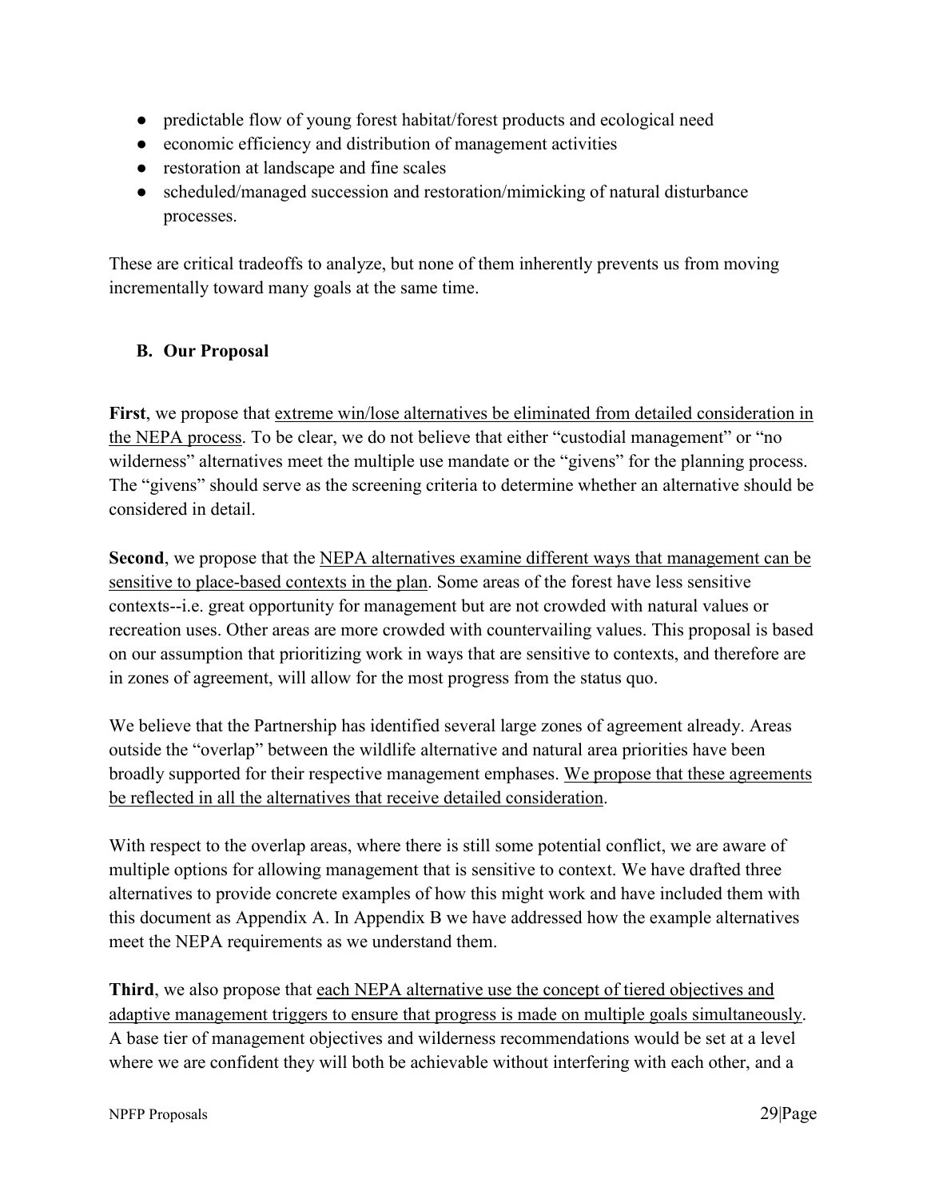- predictable flow of young forest habitat/forest products and ecological need
- economic efficiency and distribution of management activities
- restoration at landscape and fine scales
- scheduled/managed succession and restoration/mimicking of natural disturbance processes.

These are critical tradeoffs to analyze, but none of them inherently prevents us from moving incrementally toward many goals at the same time.

### B. Our Proposal

**First**, we propose that <u>extreme win/lose alternatives be eliminated from detailed consideration in the NEPA process</u>. To be clear, we do not believe that either "custodial management" or "no wilderness" alternatives meet the multiple use mandate or the "givens" for the planning process. The "givens" should serve as the screening criteria to determine whether an alternative should be considered in detail.

**Second**, we propose that the <u>NEPA alternatives examine different ways that management can be sensitive to place-based contexts in the plan</u>. Some areas of the forest have less sensitive contexts--i.e. great opportunity for management but are not crowded with natural values or recreation uses. Other areas are more crowded with countervailing values. This proposal is based on our assumption that prioritizing work in ways that are sensitive to contexts, and therefore are in zones of agreement, will allow for the most progress from the status quo.

We believe that the Partnership has identified several large zones of agreement already. Areas outside the "overlap" between the wildlife alternative and natural area priorities have been broadly supported for their respective management emphases. <u>We propose that these agreements be reflected in all the alternatives that receive detailed consideration</u>.

With respect to the overlap areas, where there is still some potential conflict, we are aware of multiple options for allowing management that is sensitive to context. We have drafted three alternatives to provide concrete examples of how this might work and have included them with this document as Appendix A. In Appendix B we have addressed how the example alternatives meet the NEPA requirements as we understand them.

**Third**, we also propose that <u>each NEPA alternative use the concept of tiered objectives and adaptive management triggers to ensure that progress is made on multiple goals simultaneously</u>. A base tier of management objectives and wilderness recommendations would be set at a level where we are confident they will both be achievable without interfering with each other, and a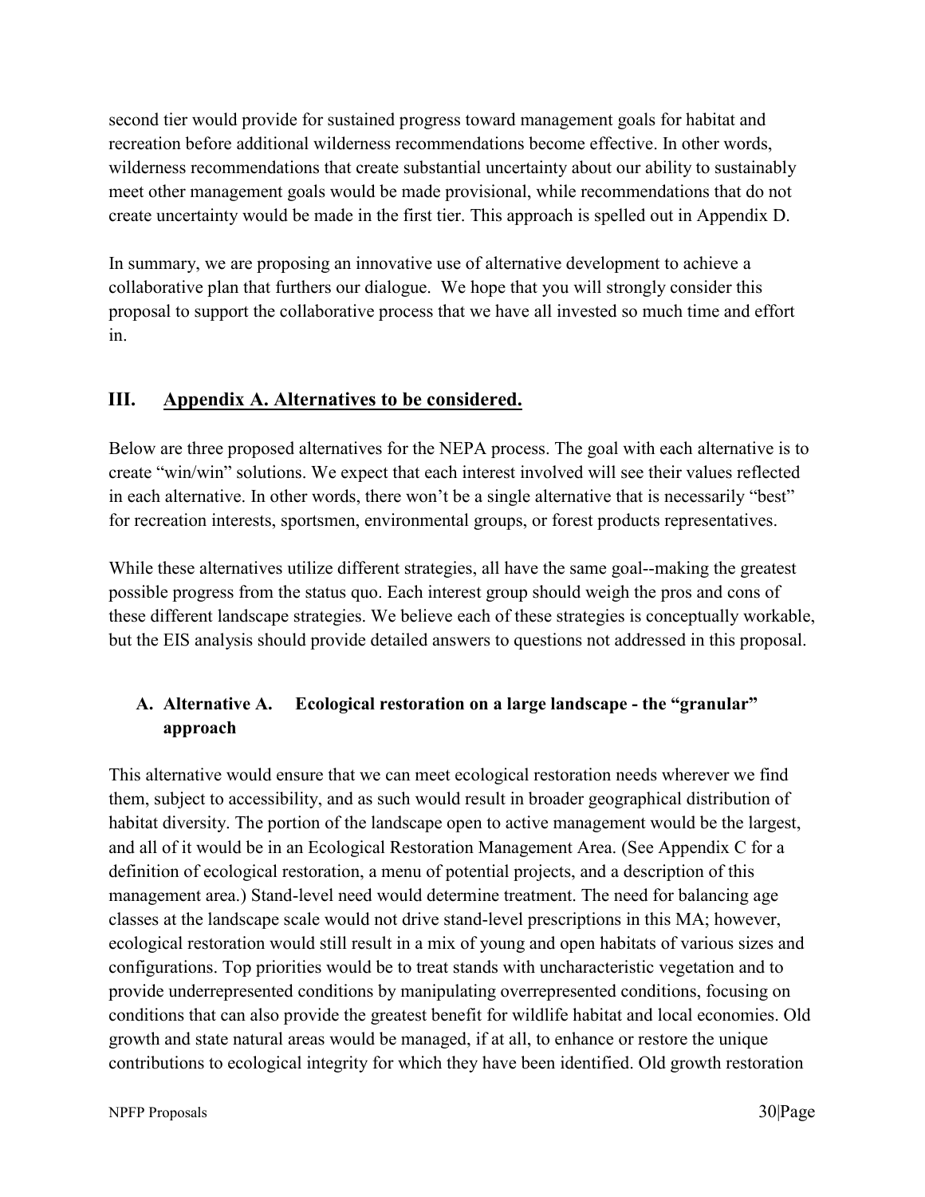second tier would provide for sustained progress toward management goals for habitat and recreation before additional wilderness recommendations become effective. In other words, wilderness recommendations that create substantial uncertainty about our ability to sustainably meet other management goals would be made provisional, while recommendations that do not create uncertainty would be made in the first tier. This approach is spelled out in Appendix D.

In summary, we are proposing an innovative use of alternative development to achieve a collaborative plan that furthers our dialogue. We hope that you will strongly consider this proposal to support the collaborative process that we have all invested so much time and effort in.

## III. Appendix A. Alternatives to be considered.

Below are three proposed alternatives for the NEPA process. The goal with each alternative is to create "win/win" solutions. We expect that each interest involved will see their values reflected in each alternative. In other words, there won't be a single alternative that is necessarily "best" for recreation interests, sportsmen, environmental groups, or forest products representatives.

While these alternatives utilize different strategies, all have the same goal--making the greatest possible progress from the status quo. Each interest group should weigh the pros and cons of these different landscape strategies. We believe each of these strategies is conceptually workable, but the EIS analysis should provide detailed answers to questions not addressed in this proposal.

### A. Alternative A. Ecological restoration on a large landscape - the "granular" approach

This alternative would ensure that we can meet ecological restoration needs wherever we find them, subject to accessibility, and as such would result in broader geographical distribution of habitat diversity. The portion of the landscape open to active management would be the largest, and all of it would be in an Ecological Restoration Management Area. (See Appendix C for a definition of ecological restoration, a menu of potential projects, and a description of this management area.) Stand-level need would determine treatment. The need for balancing age classes at the landscape scale would not drive stand-level prescriptions in this MA; however, ecological restoration would still result in a mix of young and open habitats of various sizes and configurations. Top priorities would be to treat stands with uncharacteristic vegetation and to provide underrepresented conditions by manipulating overrepresented conditions, focusing on conditions that can also provide the greatest benefit for wildlife habitat and local economies. Old growth and state natural areas would be managed, if at all, to enhance or restore the unique contributions to ecological integrity for which they have been identified. Old growth restoration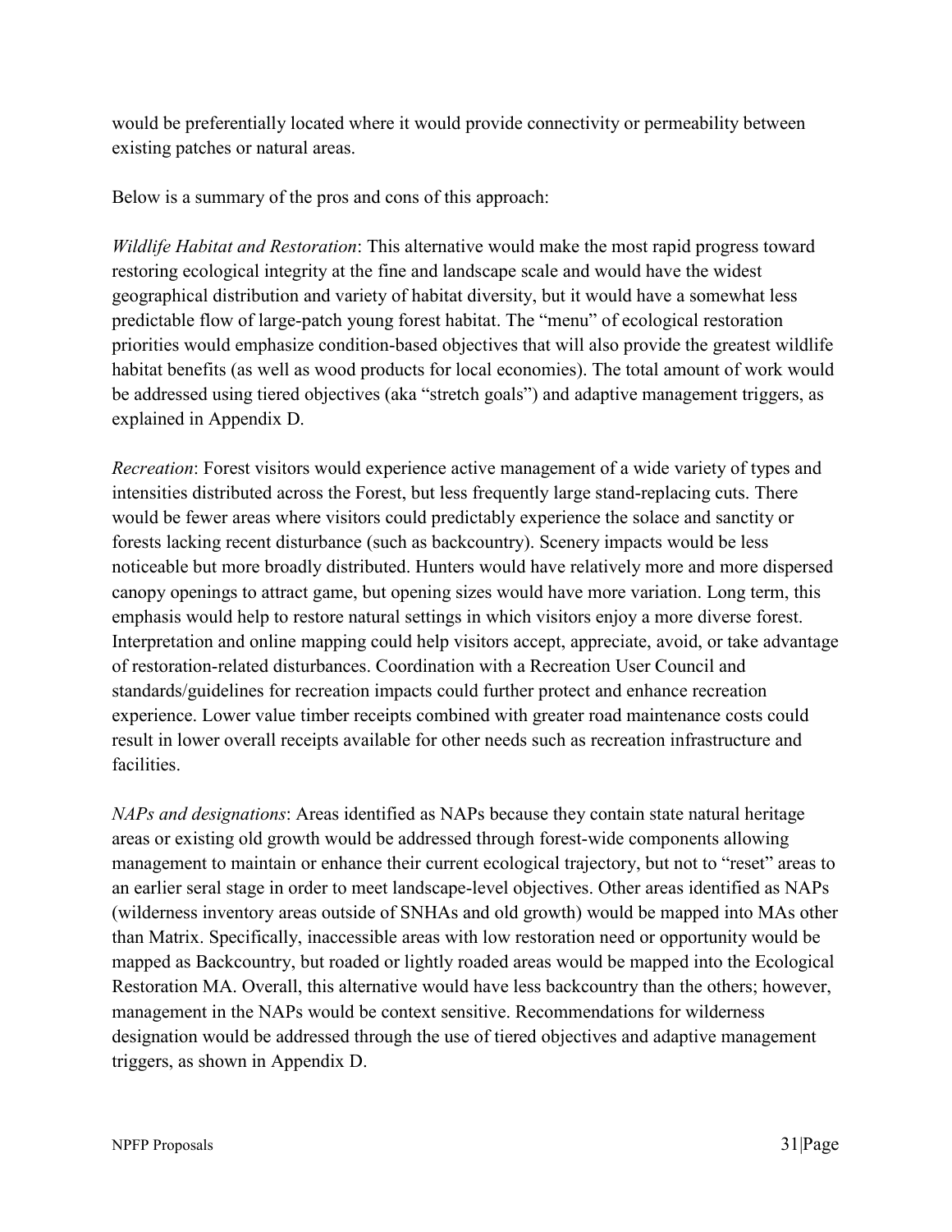would be preferentially located where it would provide connectivity or permeability between existing patches or natural areas.

Below is a summary of the pros and cons of this approach:

*Wildlife Habitat and Restoration*: This alternative would make the most rapid progress toward restoring ecological integrity at the fine and landscape scale and would have the widest geographical distribution and variety of habitat diversity, but it would have a somewhat less predictable flow of large-patch young forest habitat. The "menu" of ecological restoration priorities would emphasize condition-based objectives that will also provide the greatest wildlife habitat benefits (as well as wood products for local economies). The total amount of work would be addressed using tiered objectives (aka "stretch goals") and adaptive management triggers, as explained in Appendix D.

*Recreation*: Forest visitors would experience active management of a wide variety of types and intensities distributed across the Forest, but less frequently large stand-replacing cuts. There would be fewer areas where visitors could predictably experience the solace and sanctity or forests lacking recent disturbance (such as backcountry). Scenery impacts would be less noticeable but more broadly distributed. Hunters would have relatively more and more dispersed canopy openings to attract game, but opening sizes would have more variation. Long term, this emphasis would help to restore natural settings in which visitors enjoy a more diverse forest. Interpretation and online mapping could help visitors accept, appreciate, avoid, or take advantage of restoration-related disturbances. Coordination with a Recreation User Council and standards/guidelines for recreation impacts could further protect and enhance recreation experience. Lower value timber receipts combined with greater road maintenance costs could result in lower overall receipts available for other needs such as recreation infrastructure and facilities.

*NAPs and designations*: Areas identified as NAPs because they contain state natural heritage areas or existing old growth would be addressed through forest-wide components allowing management to maintain or enhance their current ecological trajectory, but not to "reset" areas to an earlier seral stage in order to meet landscape-level objectives. Other areas identified as NAPs (wilderness inventory areas outside of SNHAs and old growth) would be mapped into MAs other than Matrix. Specifically, inaccessible areas with low restoration need or opportunity would be mapped as Backcountry, but roaded or lightly roaded areas would be mapped into the Ecological Restoration MA. Overall, this alternative would have less backcountry than the others; however, management in the NAPs would be context sensitive. Recommendations for wilderness designation would be addressed through the use of tiered objectives and adaptive management triggers, as shown in Appendix D.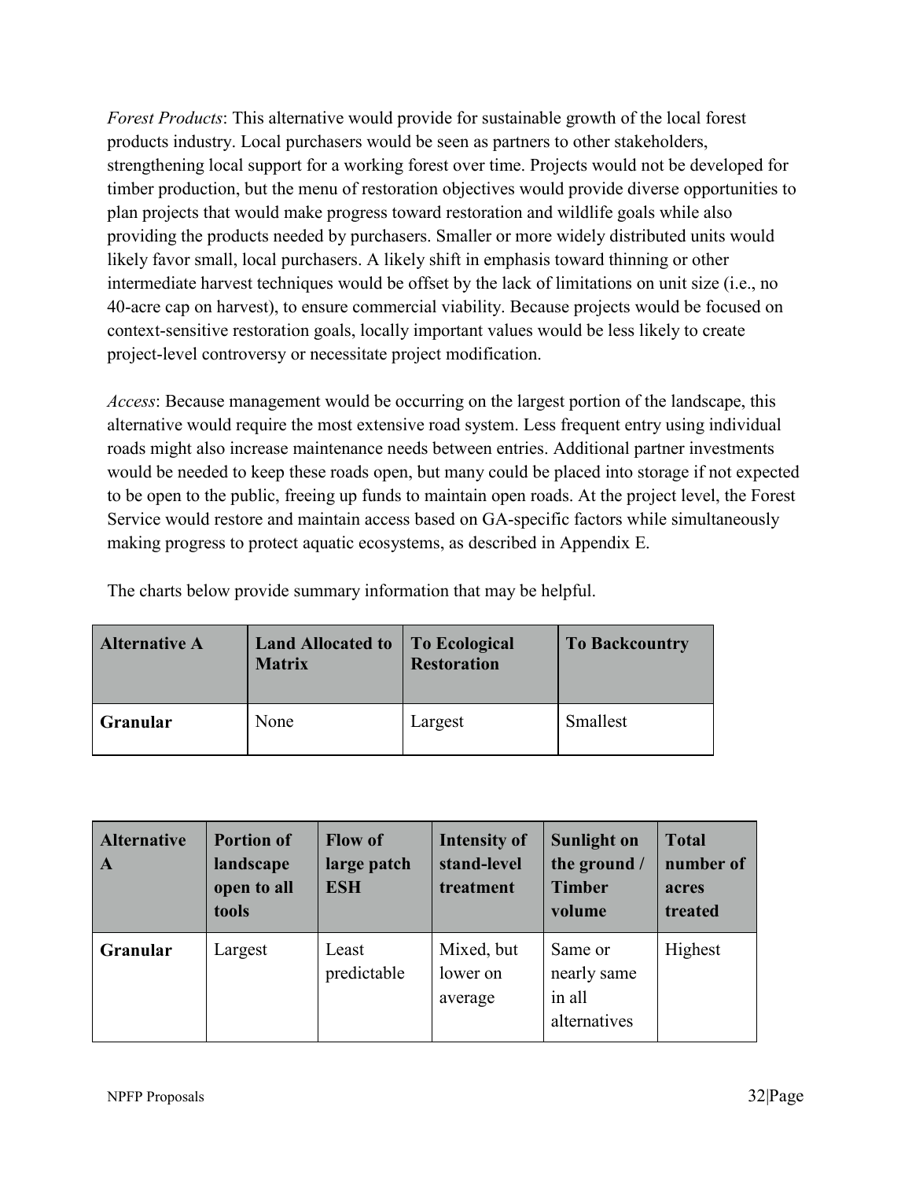*Forest Products*: This alternative would provide for sustainable growth of the local forest products industry. Local purchasers would be seen as partners to other stakeholders, strengthening local support for a working forest over time. Projects would not be developed for timber production, but the menu of restoration objectives would provide diverse opportunities to plan projects that would make progress toward restoration and wildlife goals while also providing the products needed by purchasers. Smaller or more widely distributed units would likely favor small, local purchasers. A likely shift in emphasis toward thinning or other intermediate harvest techniques would be offset by the lack of limitations on unit size (i.e., no 40-acre cap on harvest), to ensure commercial viability. Because projects would be focused on context-sensitive restoration goals, locally important values would be less likely to create project-level controversy or necessitate project modification.

*Access*: Because management would be occurring on the largest portion of the landscape, this alternative would require the most extensive road system. Less frequent entry using individual roads might also increase maintenance needs between entries. Additional partner investments would be needed to keep these roads open, but many could be placed into storage if not expected to be open to the public, freeing up funds to maintain open roads. At the project level, the Forest Service would restore and maintain access based on GA-specific factors while simultaneously making progress to protect aquatic ecosystems, as described in Appendix E.

The charts below provide summary information that may be helpful.

| Alternative A | Land Allocated to Matrix | To Ecological Restoration | To Backcountry |
|---|---|---|---|
| **Granular** | None | Largest | Smallest |

| Alternative A | Portion of landscape open to all tools | Flow of large patch ESH | Intensity of stand-level treatment | Sunlight on the ground / Timber volume | Total number of acres treated |
|---|---|---|---|---|---|
| **Granular** | Largest | Least predictable | Mixed, but lower on average | Same or nearly same in all alternatives | Highest |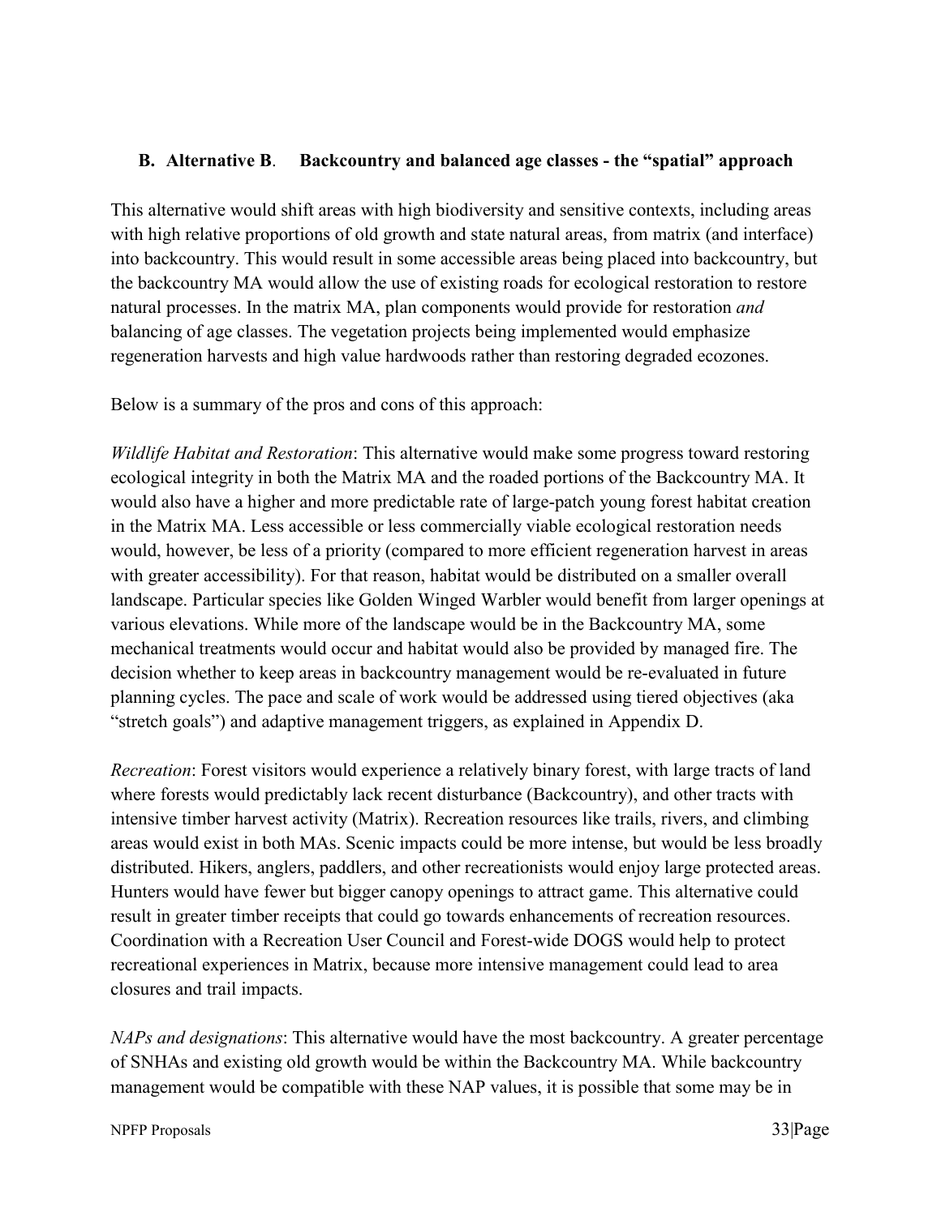### B. Alternative B. Backcountry and balanced age classes - the "spatial" approach

This alternative would shift areas with high biodiversity and sensitive contexts, including areas with high relative proportions of old growth and state natural areas, from matrix (and interface) into backcountry. This would result in some accessible areas being placed into backcountry, but the backcountry MA would allow the use of existing roads for ecological restoration to restore natural processes. In the matrix MA, plan components would provide for restoration *and* balancing of age classes. The vegetation projects being implemented would emphasize regeneration harvests and high value hardwoods rather than restoring degraded ecozones.

Below is a summary of the pros and cons of this approach:

*Wildlife Habitat and Restoration*: This alternative would make some progress toward restoring ecological integrity in both the Matrix MA and the roaded portions of the Backcountry MA. It would also have a higher and more predictable rate of large-patch young forest habitat creation in the Matrix MA. Less accessible or less commercially viable ecological restoration needs would, however, be less of a priority (compared to more efficient regeneration harvest in areas with greater accessibility). For that reason, habitat would be distributed on a smaller overall landscape. Particular species like Golden Winged Warbler would benefit from larger openings at various elevations. While more of the landscape would be in the Backcountry MA, some mechanical treatments would occur and habitat would also be provided by managed fire. The decision whether to keep areas in backcountry management would be re-evaluated in future planning cycles. The pace and scale of work would be addressed using tiered objectives (aka "stretch goals") and adaptive management triggers, as explained in Appendix D.

*Recreation*: Forest visitors would experience a relatively binary forest, with large tracts of land where forests would predictably lack recent disturbance (Backcountry), and other tracts with intensive timber harvest activity (Matrix). Recreation resources like trails, rivers, and climbing areas would exist in both MAs. Scenic impacts could be more intense, but would be less broadly distributed. Hikers, anglers, paddlers, and other recreationists would enjoy large protected areas. Hunters would have fewer but bigger canopy openings to attract game. This alternative could result in greater timber receipts that could go towards enhancements of recreation resources. Coordination with a Recreation User Council and Forest-wide DOGS would help to protect recreational experiences in Matrix, because more intensive management could lead to area closures and trail impacts.

*NAPs and designations*: This alternative would have the most backcountry. A greater percentage of SNHAs and existing old growth would be within the Backcountry MA. While backcountry management would be compatible with these NAP values, it is possible that some may be in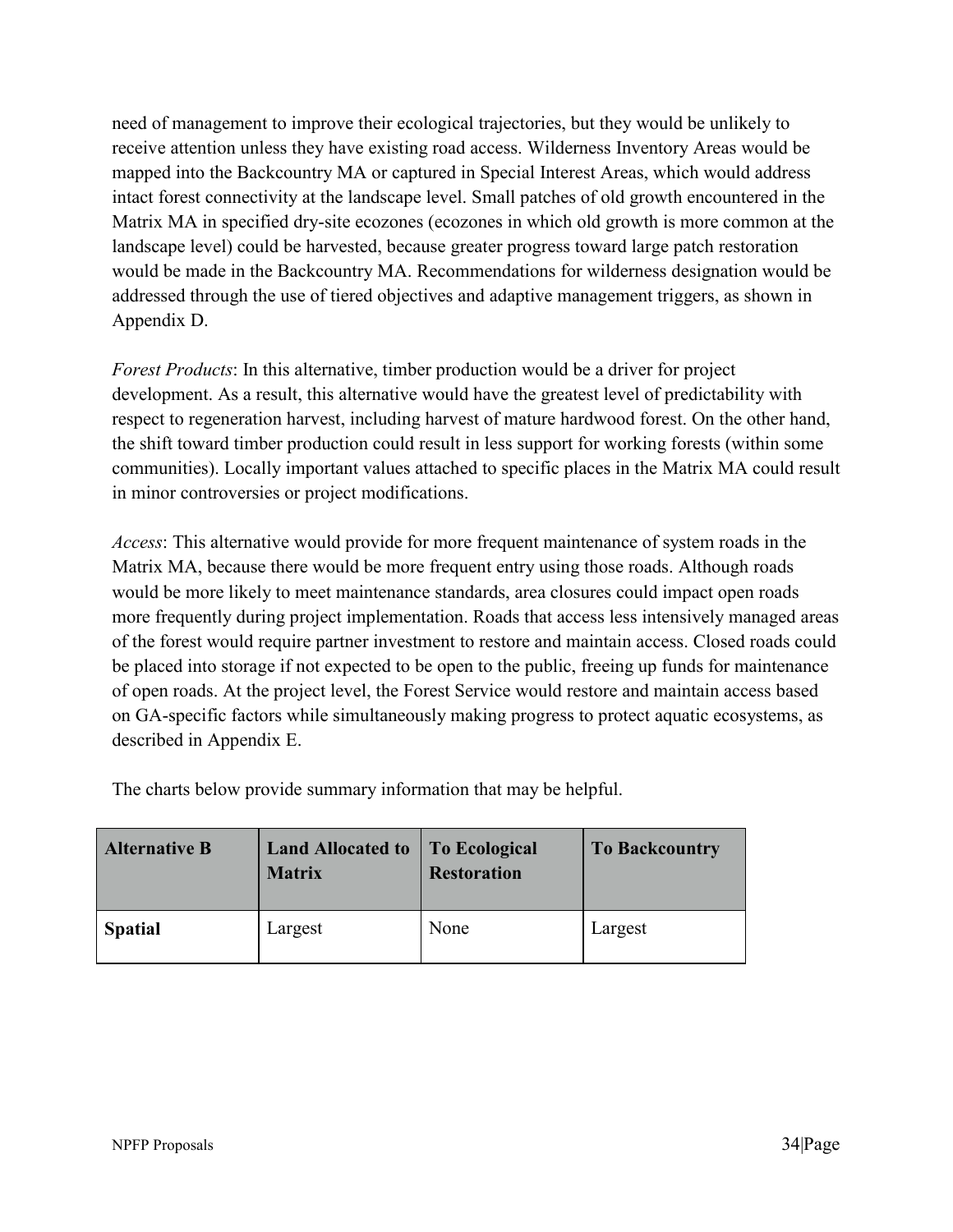need of management to improve their ecological trajectories, but they would be unlikely to receive attention unless they have existing road access. Wilderness Inventory Areas would be mapped into the Backcountry MA or captured in Special Interest Areas, which would address intact forest connectivity at the landscape level. Small patches of old growth encountered in the Matrix MA in specified dry-site ecozones (ecozones in which old growth is more common at the landscape level) could be harvested, because greater progress toward large patch restoration would be made in the Backcountry MA. Recommendations for wilderness designation would be addressed through the use of tiered objectives and adaptive management triggers, as shown in Appendix D.

*Forest Products*: In this alternative, timber production would be a driver for project development. As a result, this alternative would have the greatest level of predictability with respect to regeneration harvest, including harvest of mature hardwood forest. On the other hand, the shift toward timber production could result in less support for working forests (within some communities). Locally important values attached to specific places in the Matrix MA could result in minor controversies or project modifications.

*Access*: This alternative would provide for more frequent maintenance of system roads in the Matrix MA, because there would be more frequent entry using those roads. Although roads would be more likely to meet maintenance standards, area closures could impact open roads more frequently during project implementation. Roads that access less intensively managed areas of the forest would require partner investment to restore and maintain access. Closed roads could be placed into storage if not expected to be open to the public, freeing up funds for maintenance of open roads. At the project level, the Forest Service would restore and maintain access based on GA-specific factors while simultaneously making progress to protect aquatic ecosystems, as described in Appendix E.

The charts below provide summary information that may be helpful.

| Alternative B | Land Allocated to Matrix | To Ecological Restoration | To Backcountry |
|---|---|---|---|
| **Spatial** | Largest | None | Largest |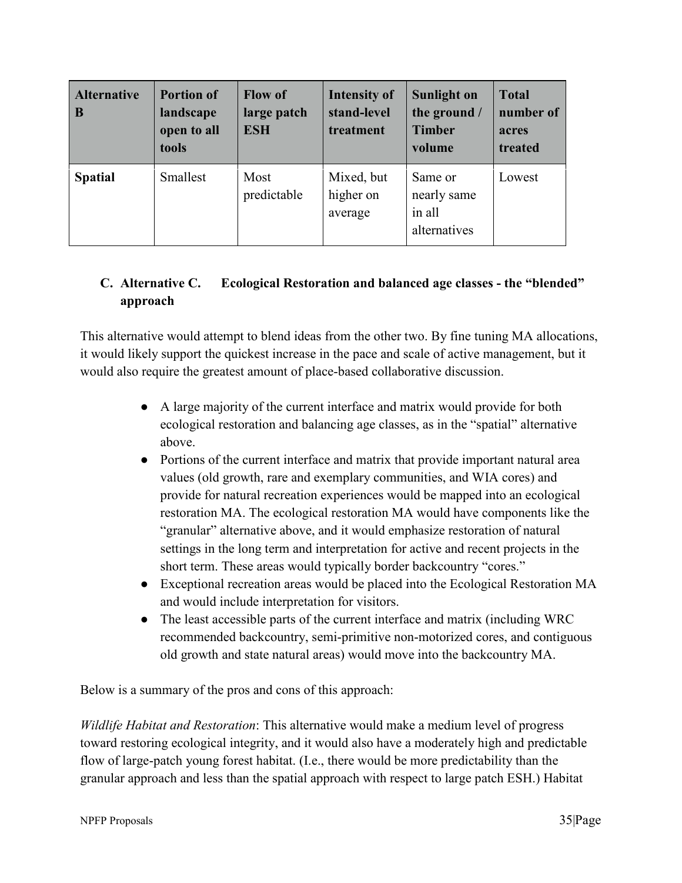| Alternative B | Portion of landscape open to all tools | Flow of large patch ESH | Intensity of stand-level treatment | Sunlight on the ground / Timber volume | Total number of acres treated |
|---|---|---|---|---|---|
| **Spatial** | Smallest | Most predictable | Mixed, but higher on average | Same or nearly same in all alternatives | Lowest |

### C. Alternative C. Ecological Restoration and balanced age classes - the "blended" approach

This alternative would attempt to blend ideas from the other two. By fine tuning MA allocations, it would likely support the quickest increase in the pace and scale of active management, but it would also require the greatest amount of place-based collaborative discussion.

- A large majority of the current interface and matrix would provide for both ecological restoration and balancing age classes, as in the "spatial" alternative above.
- Portions of the current interface and matrix that provide important natural area values (old growth, rare and exemplary communities, and WIA cores) and provide for natural recreation experiences would be mapped into an ecological restoration MA. The ecological restoration MA would have components like the "granular" alternative above, and it would emphasize restoration of natural settings in the long term and interpretation for active and recent projects in the short term. These areas would typically border backcountry "cores."
- Exceptional recreation areas would be placed into the Ecological Restoration MA and would include interpretation for visitors.
- The least accessible parts of the current interface and matrix (including WRC recommended backcountry, semi-primitive non-motorized cores, and contiguous old growth and state natural areas) would move into the backcountry MA.

Below is a summary of the pros and cons of this approach:

*Wildlife Habitat and Restoration*: This alternative would make a medium level of progress toward restoring ecological integrity, and it would also have a moderately high and predictable flow of large-patch young forest habitat. (I.e., there would be more predictability than the granular approach and less than the spatial approach with respect to large patch ESH.) Habitat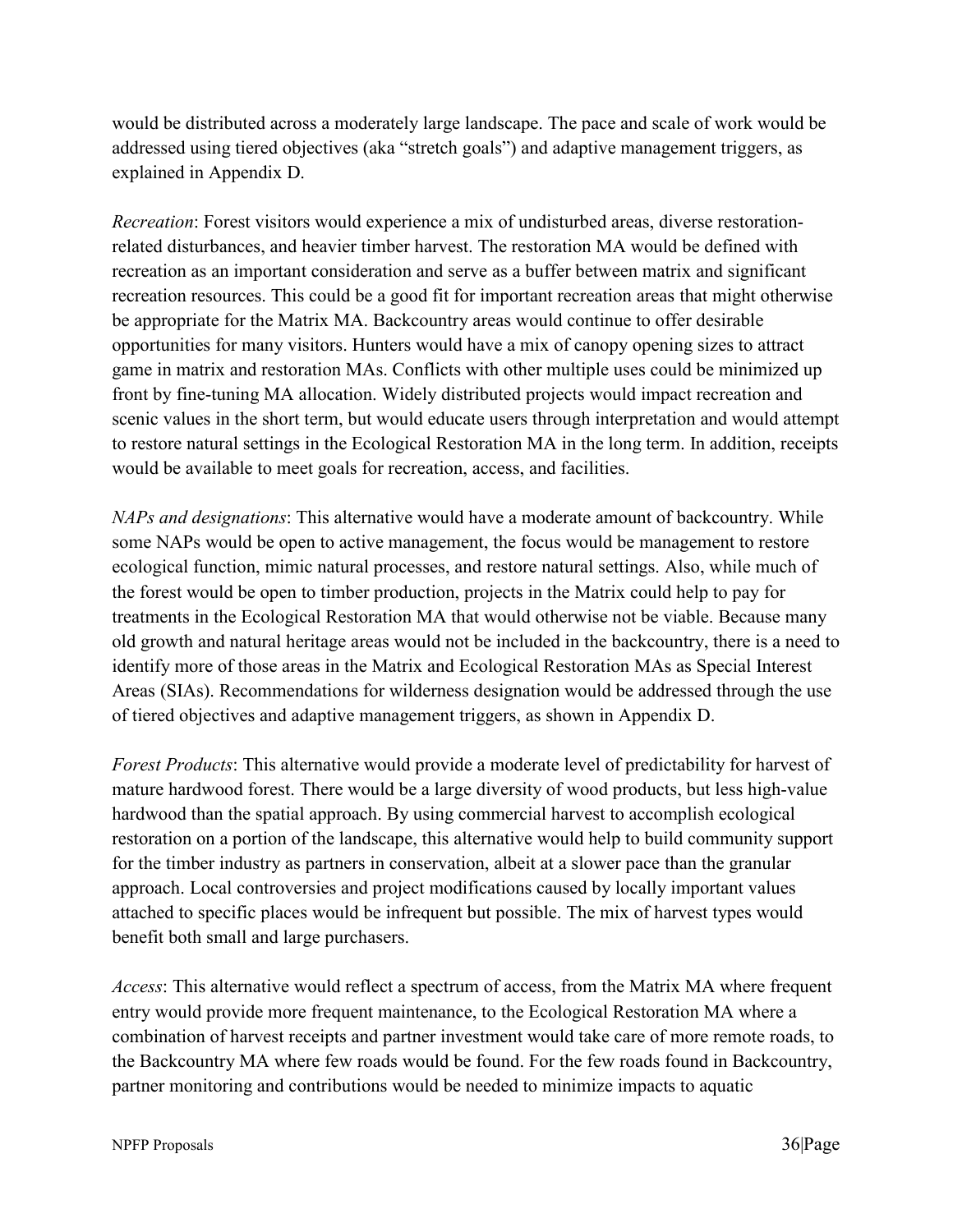would be distributed across a moderately large landscape. The pace and scale of work would be addressed using tiered objectives (aka "stretch goals") and adaptive management triggers, as explained in Appendix D.

*Recreation*: Forest visitors would experience a mix of undisturbed areas, diverse restoration-related disturbances, and heavier timber harvest. The restoration MA would be defined with recreation as an important consideration and serve as a buffer between matrix and significant recreation resources. This could be a good fit for important recreation areas that might otherwise be appropriate for the Matrix MA. Backcountry areas would continue to offer desirable opportunities for many visitors. Hunters would have a mix of canopy opening sizes to attract game in matrix and restoration MAs. Conflicts with other multiple uses could be minimized up front by fine-tuning MA allocation. Widely distributed projects would impact recreation and scenic values in the short term, but would educate users through interpretation and would attempt to restore natural settings in the Ecological Restoration MA in the long term. In addition, receipts would be available to meet goals for recreation, access, and facilities.

*NAPs and designations*: This alternative would have a moderate amount of backcountry. While some NAPs would be open to active management, the focus would be management to restore ecological function, mimic natural processes, and restore natural settings. Also, while much of the forest would be open to timber production, projects in the Matrix could help to pay for treatments in the Ecological Restoration MA that would otherwise not be viable. Because many old growth and natural heritage areas would not be included in the backcountry, there is a need to identify more of those areas in the Matrix and Ecological Restoration MAs as Special Interest Areas (SIAs). Recommendations for wilderness designation would be addressed through the use of tiered objectives and adaptive management triggers, as shown in Appendix D.

*Forest Products*: This alternative would provide a moderate level of predictability for harvest of mature hardwood forest. There would be a large diversity of wood products, but less high-value hardwood than the spatial approach. By using commercial harvest to accomplish ecological restoration on a portion of the landscape, this alternative would help to build community support for the timber industry as partners in conservation, albeit at a slower pace than the granular approach. Local controversies and project modifications caused by locally important values attached to specific places would be infrequent but possible. The mix of harvest types would benefit both small and large purchasers.

*Access*: This alternative would reflect a spectrum of access, from the Matrix MA where frequent entry would provide more frequent maintenance, to the Ecological Restoration MA where a combination of harvest receipts and partner investment would take care of more remote roads, to the Backcountry MA where few roads would be found. For the few roads found in Backcountry, partner monitoring and contributions would be needed to minimize impacts to aquatic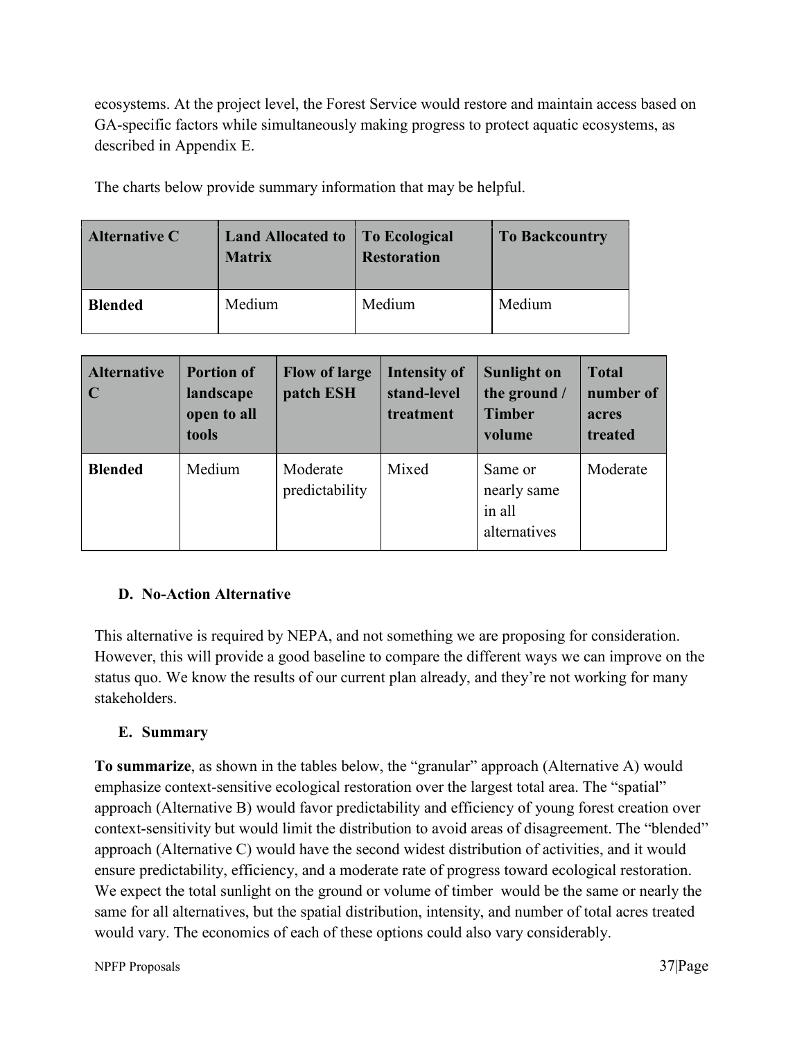ecosystems. At the project level, the Forest Service would restore and maintain access based on GA-specific factors while simultaneously making progress to protect aquatic ecosystems, as described in Appendix E.

The charts below provide summary information that may be helpful.

| Alternative C | Land Allocated to Matrix | To Ecological Restoration | To Backcountry |
|---|---|---|---|
| **Blended** | Medium | Medium | Medium |

| Alternative C | Portion of landscape open to all tools | Flow of large patch ESH | Intensity of stand-level treatment | Sunlight on the ground / Timber volume | Total number of acres treated |
|---|---|---|---|---|---|
| **Blended** | Medium | Moderate predictability | Mixed | Same or nearly same in all alternatives | Moderate |

### D. No-Action Alternative

This alternative is required by NEPA, and not something we are proposing for consideration. However, this will provide a good baseline to compare the different ways we can improve on the status quo. We know the results of our current plan already, and they're not working for many stakeholders.

### E. Summary

**To summarize**, as shown in the tables below, the "granular" approach (Alternative A) would emphasize context-sensitive ecological restoration over the largest total area. The "spatial" approach (Alternative B) would favor predictability and efficiency of young forest creation over context-sensitivity but would limit the distribution to avoid areas of disagreement. The "blended" approach (Alternative C) would have the second widest distribution of activities, and it would ensure predictability, efficiency, and a moderate rate of progress toward ecological restoration. We expect the total sunlight on the ground or volume of timber would be the same or nearly the same for all alternatives, but the spatial distribution, intensity, and number of total acres treated would vary. The economics of each of these options could also vary considerably.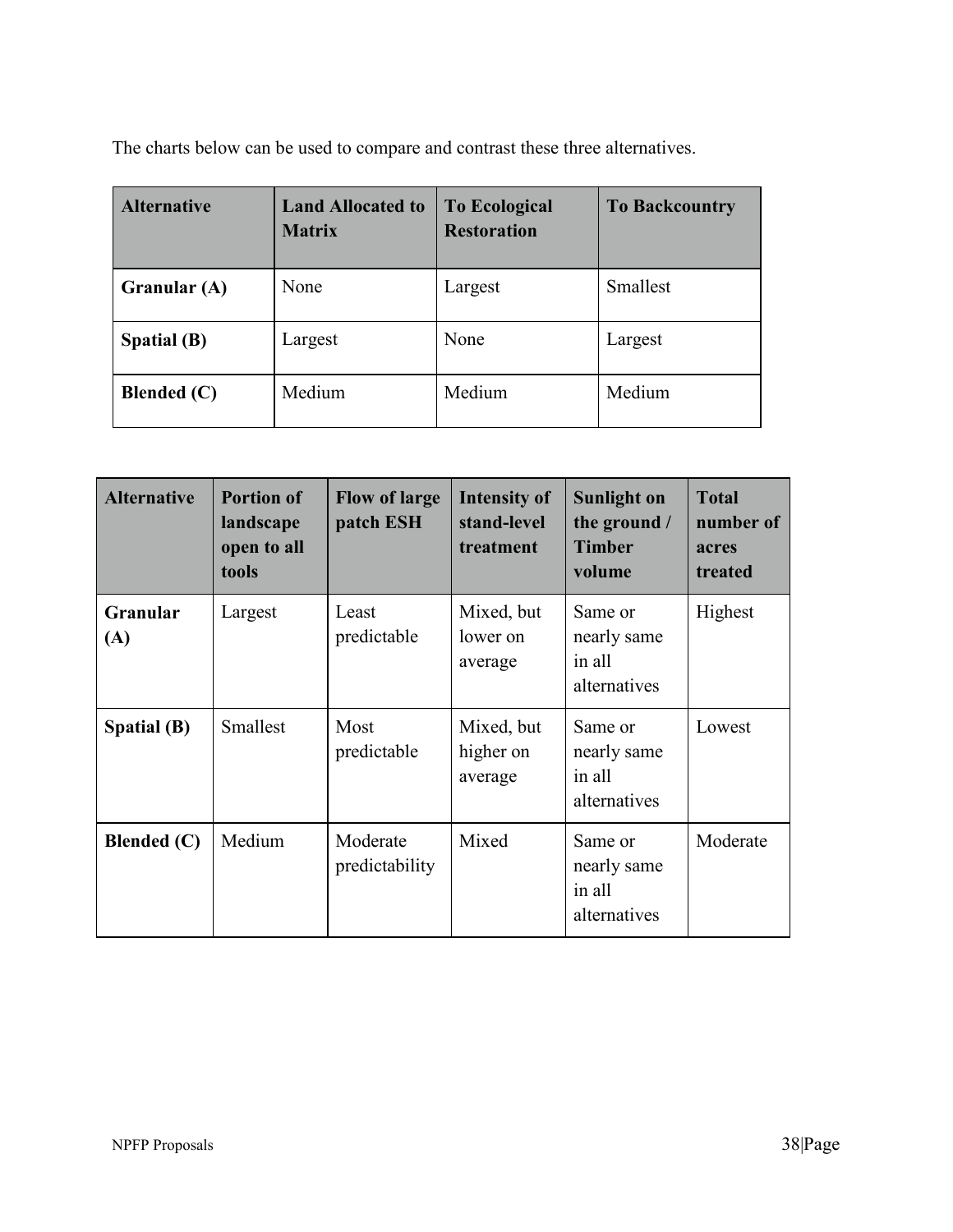The charts below can be used to compare and contrast these three alternatives.

| Alternative | Land Allocated to Matrix | To Ecological Restoration | To Backcountry |
|---|---|---|---|
| **Granular (A)** | None | Largest | Smallest |
| **Spatial (B)** | Largest | None | Largest |
| **Blended (C)** | Medium | Medium | Medium |

| Alternative | Portion of landscape open to all tools | Flow of large patch ESH | Intensity of stand-level treatment | Sunlight on the ground / Timber volume | Total number of acres treated |
|---|---|---|---|---|---|
| **Granular (A)** | Largest | Least predictable | Mixed, but lower on average | Same or nearly same in all alternatives | Highest |
| **Spatial (B)** | Smallest | Most predictable | Mixed, but higher on average | Same or nearly same in all alternatives | Lowest |
| **Blended (C)** | Medium | Moderate predictability | Mixed | Same or nearly same in all alternatives | Moderate |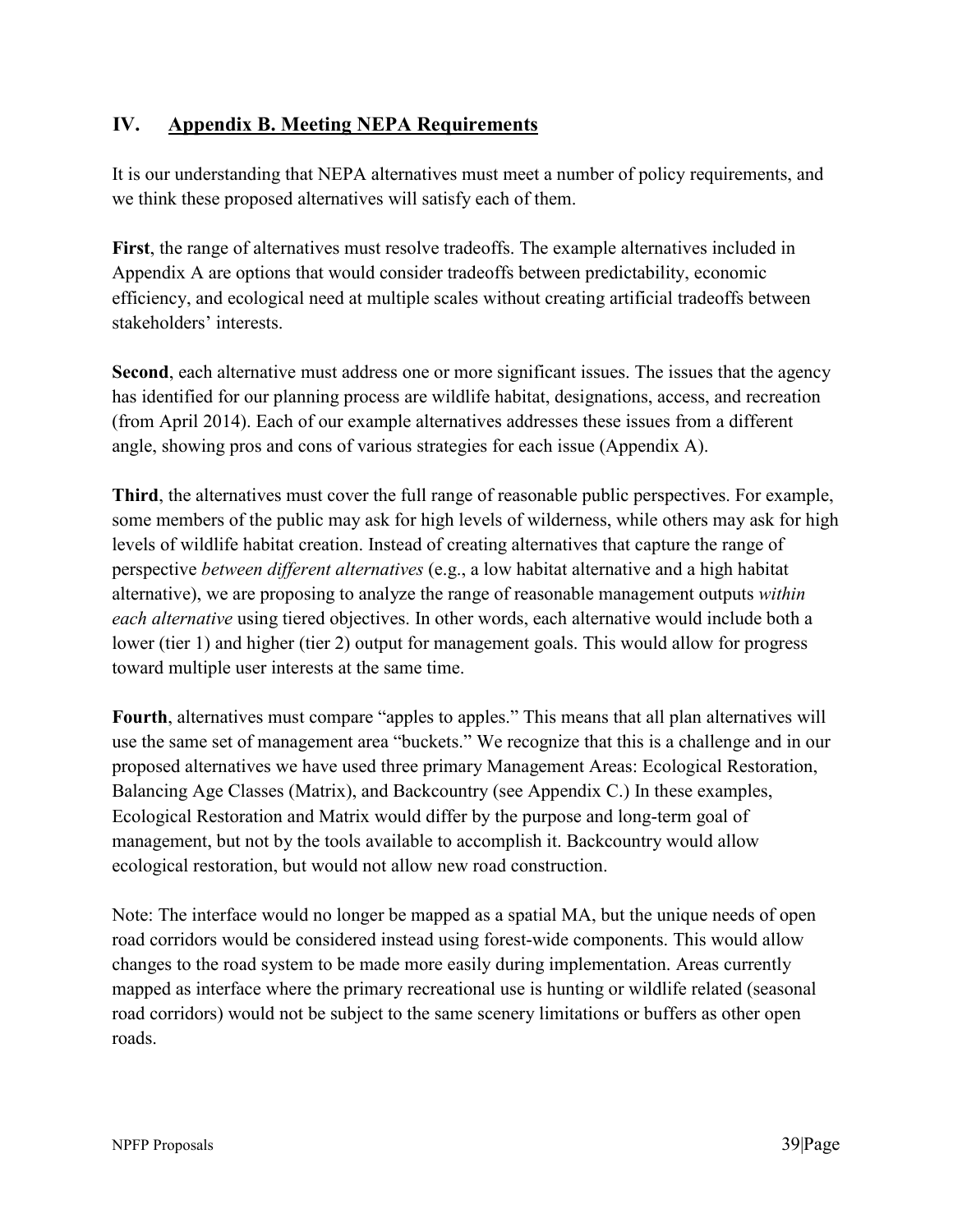## IV. Appendix B. Meeting NEPA Requirements

It is our understanding that NEPA alternatives must meet a number of policy requirements, and we think these proposed alternatives will satisfy each of them.

**First**, the range of alternatives must resolve tradeoffs. The example alternatives included in Appendix A are options that would consider tradeoffs between predictability, economic efficiency, and ecological need at multiple scales without creating artificial tradeoffs between stakeholders' interests.

**Second**, each alternative must address one or more significant issues. The issues that the agency has identified for our planning process are wildlife habitat, designations, access, and recreation (from April 2014). Each of our example alternatives addresses these issues from a different angle, showing pros and cons of various strategies for each issue (Appendix A).

**Third**, the alternatives must cover the full range of reasonable public perspectives. For example, some members of the public may ask for high levels of wilderness, while others may ask for high levels of wildlife habitat creation. Instead of creating alternatives that capture the range of perspective *between different alternatives* (e.g., a low habitat alternative and a high habitat alternative), we are proposing to analyze the range of reasonable management outputs *within each alternative* using tiered objectives. In other words, each alternative would include both a lower (tier 1) and higher (tier 2) output for management goals. This would allow for progress toward multiple user interests at the same time.

**Fourth**, alternatives must compare "apples to apples." This means that all plan alternatives will use the same set of management area "buckets." We recognize that this is a challenge and in our proposed alternatives we have used three primary Management Areas: Ecological Restoration, Balancing Age Classes (Matrix), and Backcountry (see Appendix C.) In these examples, Ecological Restoration and Matrix would differ by the purpose and long-term goal of management, but not by the tools available to accomplish it. Backcountry would allow ecological restoration, but would not allow new road construction.

Note: The interface would no longer be mapped as a spatial MA, but the unique needs of open road corridors would be considered instead using forest-wide components. This would allow changes to the road system to be made more easily during implementation. Areas currently mapped as interface where the primary recreational use is hunting or wildlife related (seasonal road corridors) would not be subject to the same scenery limitations or buffers as other open roads.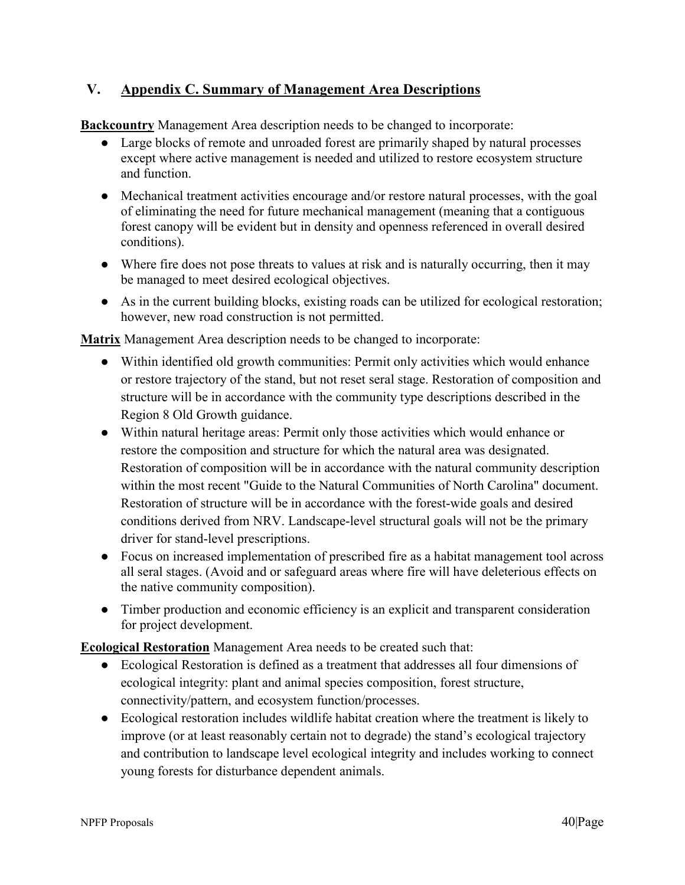## V. Appendix C. Summary of Management Area Descriptions

**Backcountry** Management Area description needs to be changed to incorporate:

- Large blocks of remote and unroaded forest are primarily shaped by natural processes except where active management is needed and utilized to restore ecosystem structure and function.
- Mechanical treatment activities encourage and/or restore natural processes, with the goal of eliminating the need for future mechanical management (meaning that a contiguous forest canopy will be evident but in density and openness referenced in overall desired conditions).
- Where fire does not pose threats to values at risk and is naturally occurring, then it may be managed to meet desired ecological objectives.
- As in the current building blocks, existing roads can be utilized for ecological restoration; however, new road construction is not permitted.

**Matrix** Management Area description needs to be changed to incorporate:

- Within identified old growth communities: Permit only activities which would enhance or restore trajectory of the stand, but not reset seral stage. Restoration of composition and structure will be in accordance with the community type descriptions described in the Region 8 Old Growth guidance.
- Within natural heritage areas: Permit only those activities which would enhance or restore the composition and structure for which the natural area was designated. Restoration of composition will be in accordance with the natural community description within the most recent "Guide to the Natural Communities of North Carolina" document. Restoration of structure will be in accordance with the forest-wide goals and desired conditions derived from NRV. Landscape-level structural goals will not be the primary driver for stand-level prescriptions.
- Focus on increased implementation of prescribed fire as a habitat management tool across all seral stages. (Avoid and or safeguard areas where fire will have deleterious effects on the native community composition).
- Timber production and economic efficiency is an explicit and transparent consideration for project development.

**Ecological Restoration** Management Area needs to be created such that:

- Ecological Restoration is defined as a treatment that addresses all four dimensions of ecological integrity: plant and animal species composition, forest structure, connectivity/pattern, and ecosystem function/processes.
- Ecological restoration includes wildlife habitat creation where the treatment is likely to improve (or at least reasonably certain not to degrade) the stand's ecological trajectory and contribution to landscape level ecological integrity and includes working to connect young forests for disturbance dependent animals.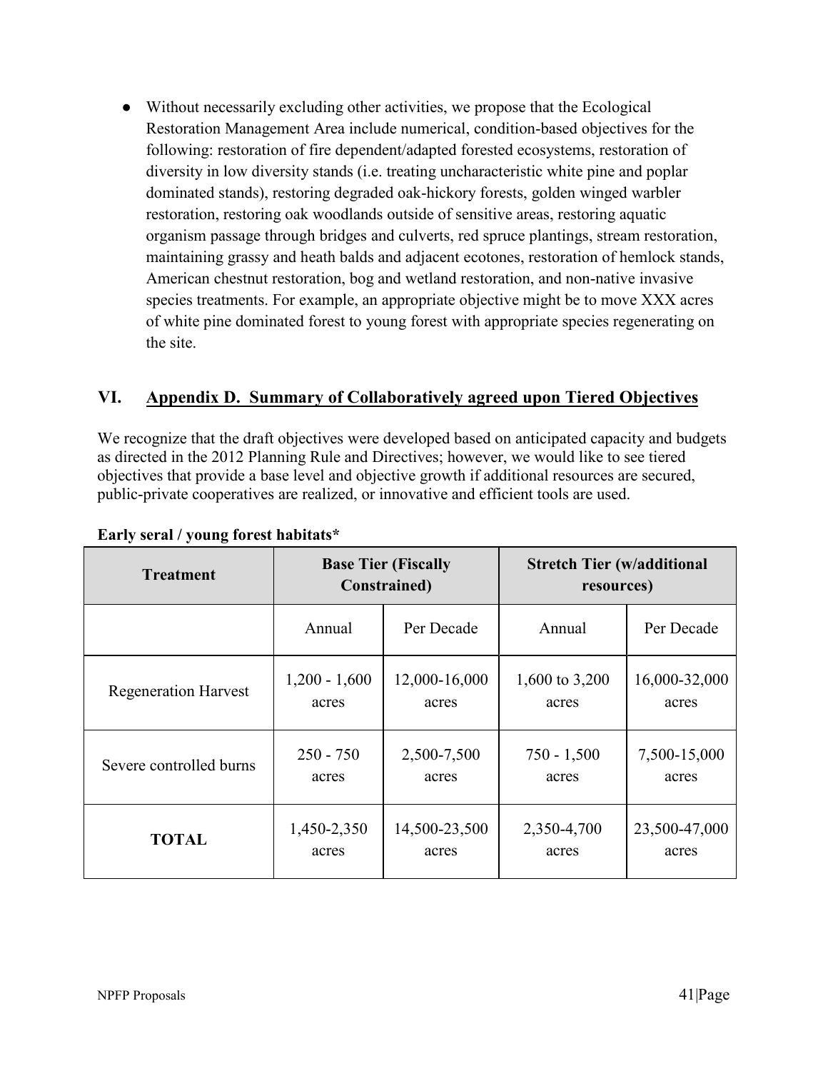- Without necessarily excluding other activities, we propose that the Ecological Restoration Management Area include numerical, condition-based objectives for the following: restoration of fire dependent/adapted forested ecosystems, restoration of diversity in low diversity stands (i.e. treating uncharacteristic white pine and poplar dominated stands), restoring degraded oak-hickory forests, golden winged warbler restoration, restoring oak woodlands outside of sensitive areas, restoring aquatic organism passage through bridges and culverts, red spruce plantings, stream restoration, maintaining grassy and heath balds and adjacent ecotones, restoration of hemlock stands, American chestnut restoration, bog and wetland restoration, and non-native invasive species treatments. For example, an appropriate objective might be to move XXX acres of white pine dominated forest to young forest with appropriate species regenerating on the site.

## VI. Appendix D. Summary of Collaboratively agreed upon Tiered Objectives

We recognize that the draft objectives were developed based on anticipated capacity and budgets as directed in the 2012 Planning Rule and Directives; however, we would like to see tiered objectives that provide a base level and objective growth if additional resources are secured, public-private cooperatives are realized, or innovative and efficient tools are used.

**Early seral / young forest habitats***

| Treatment | Base Tier (Fiscally Constrained) | | Stretch Tier (w/additional resources) | |
|---|---|---|---|---|
| | Annual | Per Decade | Annual | Per Decade |
| Regeneration Harvest | 1,200 - 1,600 acres | 12,000-16,000 acres | 1,600 to 3,200 acres | 16,000-32,000 acres |
| Severe controlled burns | 250 - 750 acres | 2,500-7,500 acres | 750 - 1,500 acres | 7,500-15,000 acres |
| **TOTAL** | 1,450-2,350 acres | 14,500-23,500 acres | 2,350-4,700 acres | 23,500-47,000 acres |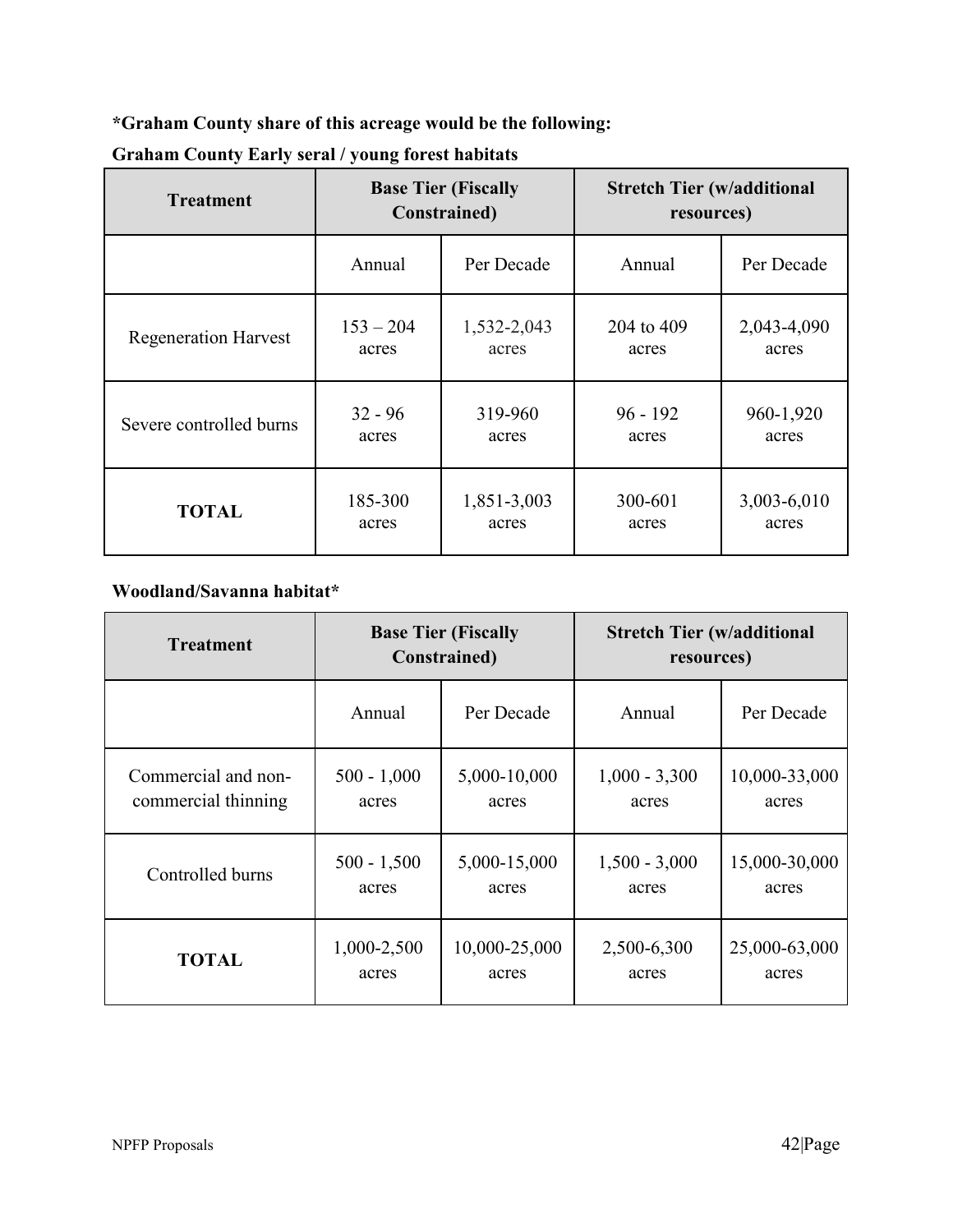**\*Graham County share of this acreage would be the following:**

**Graham County Early seral / young forest habitats**

| Treatment | Base Tier (Fiscally Constrained) | | Stretch Tier (w/additional resources) | |
|---|---|---|---|---|
| | Annual | Per Decade | Annual | Per Decade |
| Regeneration Harvest | 153 – 204 acres | 1,532-2,043 acres | 204 to 409 acres | 2,043-4,090 acres |
| Severe controlled burns | 32 - 96 acres | 319-960 acres | 96 - 192 acres | 960-1,920 acres |
| **TOTAL** | 185-300 acres | 1,851-3,003 acres | 300-601 acres | 3,003-6,010 acres |

**Woodland/Savanna habitat\***

| Treatment | Base Tier (Fiscally Constrained) | | Stretch Tier (w/additional resources) | |
|---|---|---|---|---|
| | Annual | Per Decade | Annual | Per Decade |
| Commercial and non-commercial thinning | 500 - 1,000 acres | 5,000-10,000 acres | 1,000 - 3,300 acres | 10,000-33,000 acres |
| Controlled burns | 500 - 1,500 acres | 5,000-15,000 acres | 1,500 - 3,000 acres | 15,000-30,000 acres |
| **TOTAL** | 1,000-2,500 acres | 10,000-25,000 acres | 2,500-6,300 acres | 25,000-63,000 acres |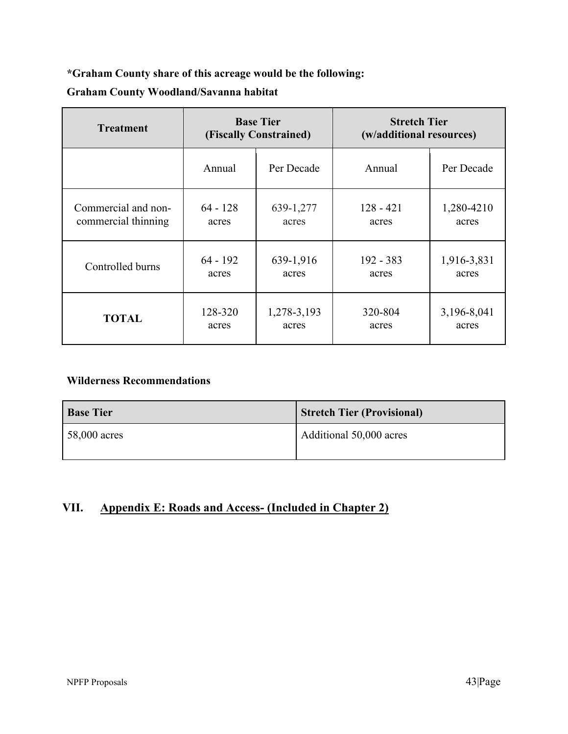**\*Graham County share of this acreage would be the following:**

**Graham County Woodland/Savanna habitat**

| Treatment | Base Tier (Fiscally Constrained) | | Stretch Tier (w/additional resources) | |
|---|---|---|---|---|
| | Annual | Per Decade | Annual | Per Decade |
| Commercial and non-commercial thinning | 64 - 128 acres | 639-1,277 acres | 128 - 421 acres | 1,280-4210 acres |
| Controlled burns | 64 - 192 acres | 639-1,916 acres | 192 - 383 acres | 1,916-3,831 acres |
| **TOTAL** | 128-320 acres | 1,278-3,193 acres | 320-804 acres | 3,196-8,041 acres |

**Wilderness Recommendations**

| Base Tier | Stretch Tier (Provisional) |
|---|---|
| 58,000 acres | Additional 50,000 acres |

## VII. Appendix E: Roads and Access- (Included in Chapter 2)